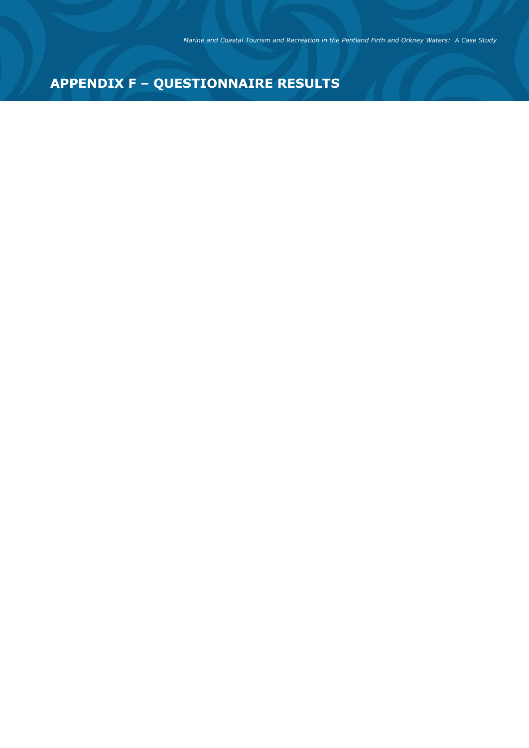# APPENDIX F – QUESTIONNAIRE RESULTS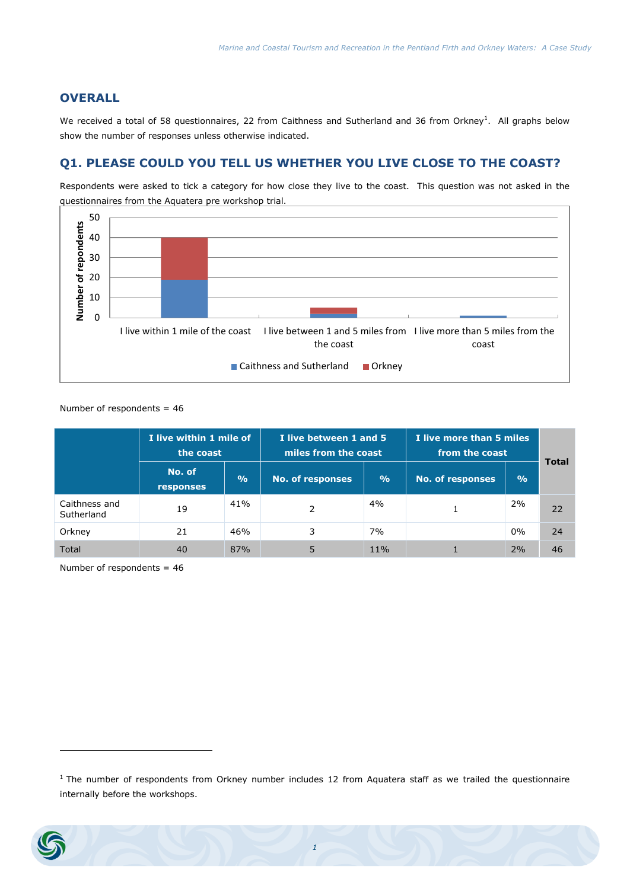## OVERALL

We received a total of 58 questionnaires, 22 from Caithness and Sutherland and 36 from Orkney[1]. All graphs below show the number of responses unless otherwise indicated.

## Q1. PLEASE COULD YOU TELL US WHETHER YOU LIVE CLOSE TO THE COAST?

Respondents were asked to tick a category for how close they live to the coast. This question was not asked in the questionnaires from the Aquatera pre workshop trial.

Number of respondents = 46

| | I live within 1 mile of the coast | | I live between 1 and 5 miles from the coast | | I live more than 5 miles from the coast | | Total |
|---|---|---|---|---|---|---|---|
| | No. of responses | % | No. of responses | % | No. of responses | % | |
| Caithness and Sutherland | 19 | 41% | 2 | 4% | 1 | 2% | 22 |
| Orkney | 21 | 46% | 3 | 7% | | 0% | 24 |
| Total | 40 | 87% | 5 | 11% | 1 | 2% | 46 |

Number of respondents = 46

[1] The number of respondents from Orkney number includes 12 from Aquatera staff as we trailed the questionnaire internally before the workshops.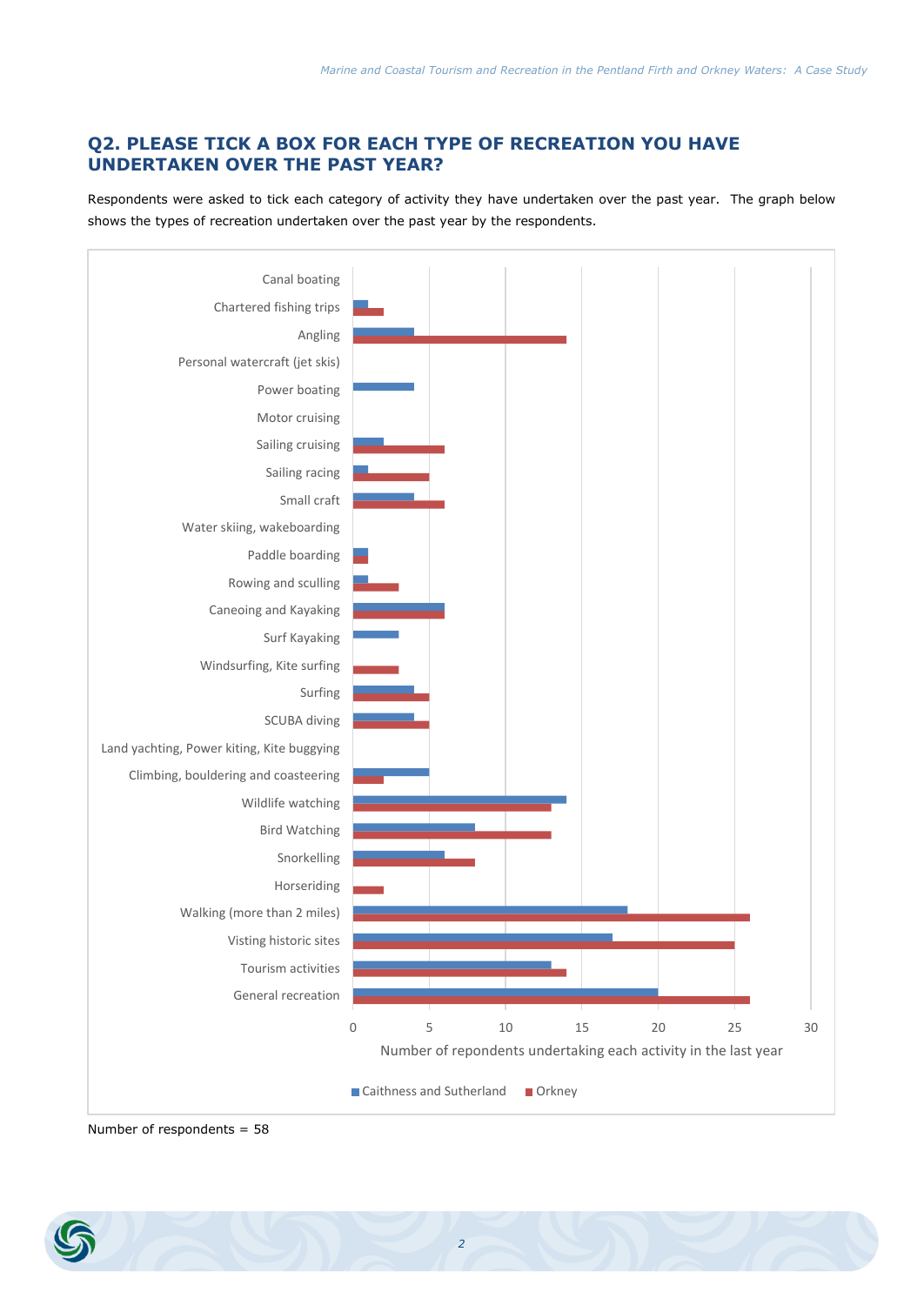## Q2. PLEASE TICK A BOX FOR EACH TYPE OF RECREATION YOU HAVE UNDERTAKEN OVER THE PAST YEAR?

Respondents were asked to tick each category of activity they have undertaken over the past year. The graph below shows the types of recreation undertaken over the past year by the respondents.

| Activity | Caithness and Sutherland | Orkney |
|---|---|---|
| Canal boating | 0 | 0 |
| Chartered fishing trips | 1 | 2 |
| Angling | 4 | 14 |
| Personal watercraft (jet skis) | 0 | 0 |
| Power boating | 4 | 0 |
| Motor cruising | 0 | 0 |
| Sailing cruising | 2 | 6 |
| Sailing racing | 1 | 5 |
| Small craft | 4 | 6 |
| Water skiing, wakeboarding | 0 | 0 |
| Paddle boarding | 1 | 1 |
| Rowing and sculling | 1 | 3 |
| Caneoing and Kayaking | 6 | 6 |
| Surf Kayaking | 3 | 0 |
| Windsurfing, Kite surfing | 0 | 3 |
| Surfing | 4 | 5 |
| SCUBA diving | 4 | 5 |
| Land yachting, Power kiting, Kite buggying | 0 | 0 |
| Climbing, bouldering and coasteering | 5 | 2 |
| Wildlife watching | 14 | 13 |
| Bird Watching | 8 | 13 |
| Snorkelling | 6 | 8 |
| Horseriding | 0 | 2 |
| Walking (more than 2 miles) | 18 | 26 |
| Visting historic sites | 17 | 25 |
| Tourism activities | 13 | 14 |
| General recreation | 20 | 26 |

Number of repondents undertaking each activity in the last year

Number of respondents = 58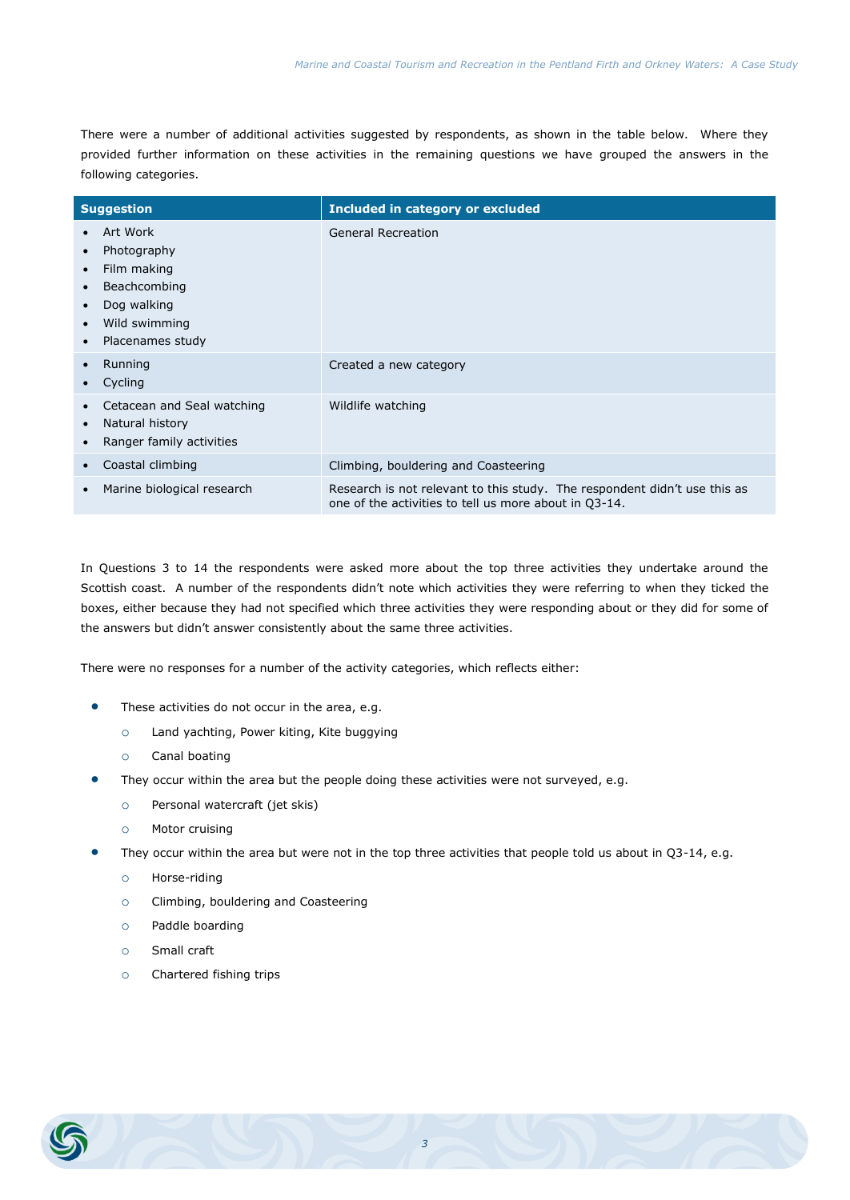There were a number of additional activities suggested by respondents, as shown in the table below. Where they provided further information on these activities in the remaining questions we have grouped the answers in the following categories.

| Suggestion | Included in category or excluded |
| --- | --- |
| • Art Work<br>• Photography<br>• Film making<br>• Beachcombing<br>• Dog walking<br>• Wild swimming<br>• Placenames study | General Recreation |
| • Running<br>• Cycling | Created a new category |
| • Cetacean and Seal watching<br>• Natural history<br>• Ranger family activities | Wildlife watching |
| • Coastal climbing | Climbing, bouldering and Coasteering |
| • Marine biological research | Research is not relevant to this study. The respondent didn't use this as one of the activities to tell us more about in Q3-14. |

In Questions 3 to 14 the respondents were asked more about the top three activities they undertake around the Scottish coast. A number of the respondents didn't note which activities they were referring to when they ticked the boxes, either because they had not specified which three activities they were responding about or they did for some of the answers but didn't answer consistently about the same three activities.

There were no responses for a number of the activity categories, which reflects either:

- These activities do not occur in the area, e.g.
  - Land yachting, Power kiting, Kite buggying
  - Canal boating
- They occur within the area but the people doing these activities were not surveyed, e.g.
  - Personal watercraft (jet skis)
  - Motor cruising
- They occur within the area but were not in the top three activities that people told us about in Q3-14, e.g.
  - Horse-riding
  - Climbing, bouldering and Coasteering
  - Paddle boarding
  - Small craft
  - Chartered fishing trips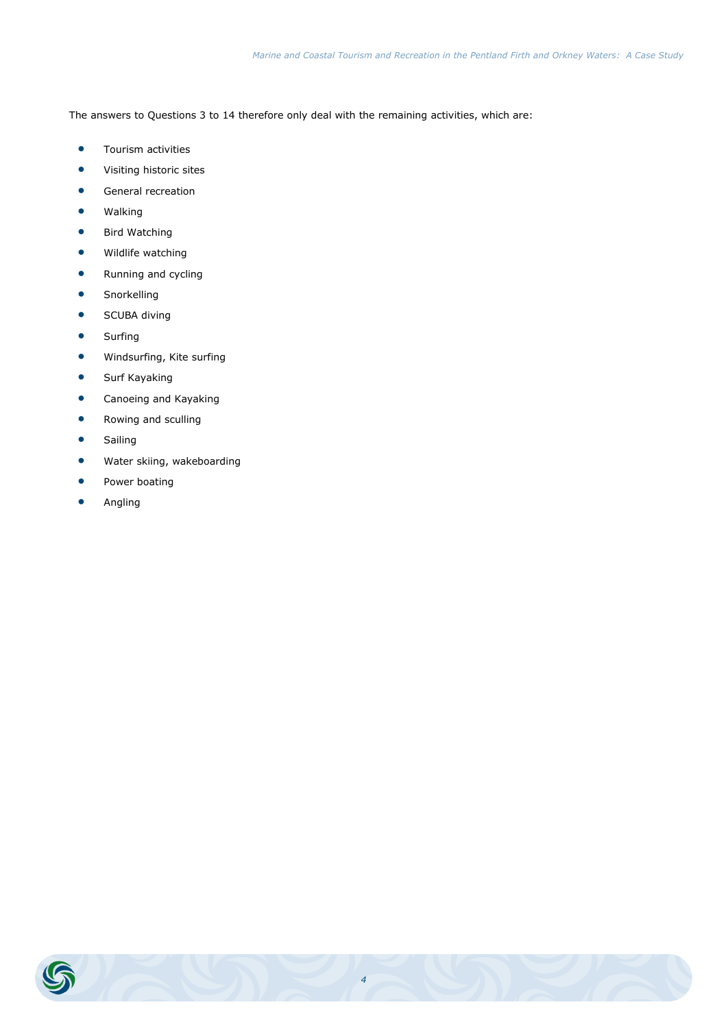The answers to Questions 3 to 14 therefore only deal with the remaining activities, which are:

- Tourism activities
- Visiting historic sites
- General recreation
- Walking
- Bird Watching
- Wildlife watching
- Running and cycling
- Snorkelling
- SCUBA diving
- Surfing
- Windsurfing, Kite surfing
- Surf Kayaking
- Canoeing and Kayaking
- Rowing and sculling
- Sailing
- Water skiing, wakeboarding
- Power boating
- Angling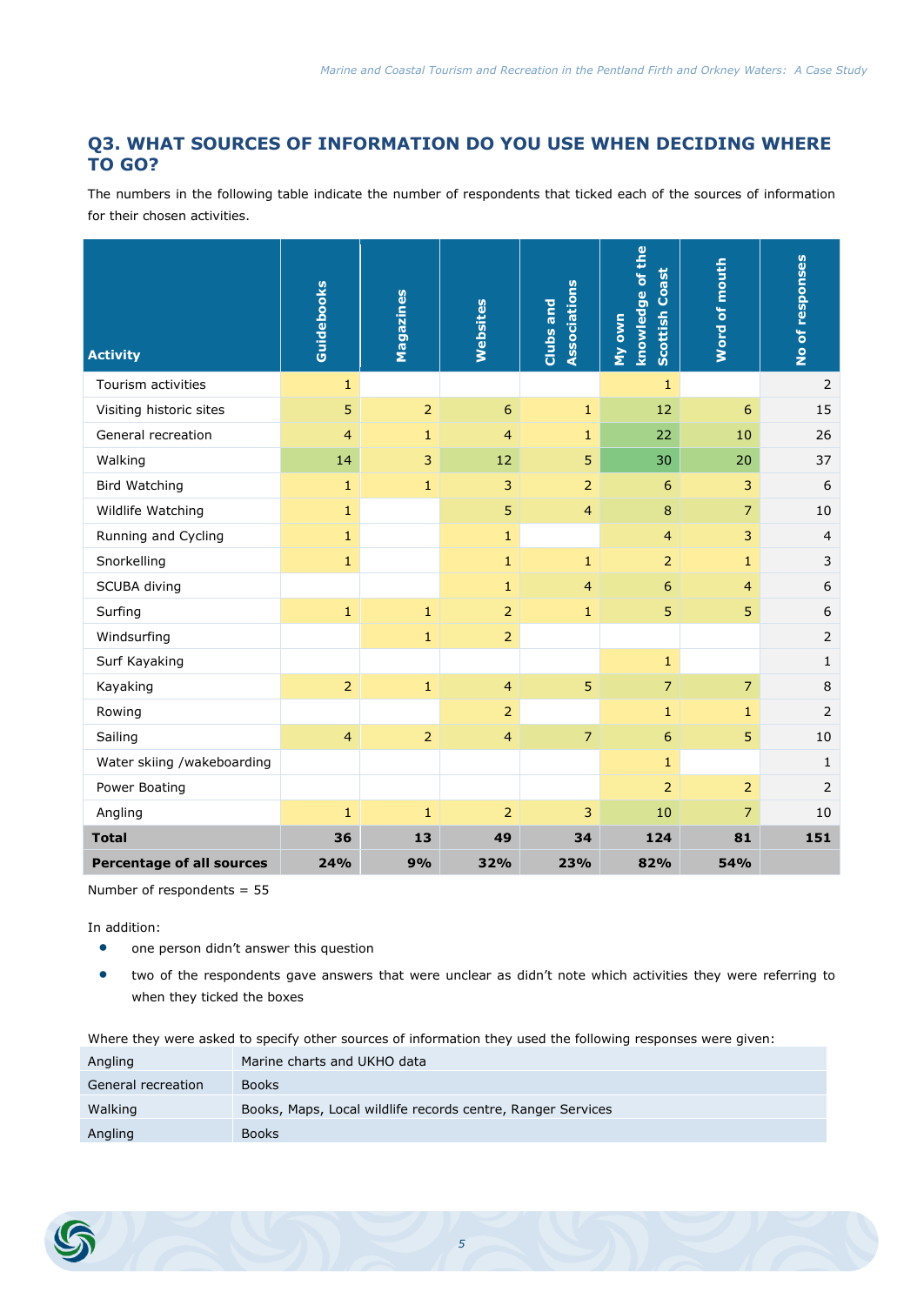## Q3. WHAT SOURCES OF INFORMATION DO YOU USE WHEN DECIDING WHERE TO GO?

The numbers in the following table indicate the number of respondents that ticked each of the sources of information for their chosen activities.

| Activity | Guidebooks | Magazines | Websites | Clubs and Associations | My own knowledge of the Scottish Coast | Word of mouth | No of responses |
|---|---|---|---|---|---|---|---|
| Tourism activities | 1 | | | | 1 | | 2 |
| Visiting historic sites | 5 | 2 | 6 | 1 | 12 | 6 | 15 |
| General recreation | 4 | 1 | 4 | 1 | 22 | 10 | 26 |
| Walking | 14 | 3 | 12 | 5 | 30 | 20 | 37 |
| Bird Watching | 1 | 1 | 3 | 2 | 6 | 3 | 6 |
| Wildlife Watching | 1 | | 5 | 4 | 8 | 7 | 10 |
| Running and Cycling | 1 | | 1 | | 4 | 3 | 4 |
| Snorkelling | 1 | | 1 | 1 | 2 | 1 | 3 |
| SCUBA diving | | | 1 | 4 | 6 | 4 | 6 |
| Surfing | 1 | 1 | 2 | 1 | 5 | 5 | 6 |
| Windsurfing | | 1 | 2 | | | | 2 |
| Surf Kayaking | | | | | 1 | | 1 |
| Kayaking | 2 | 1 | 4 | 5 | 7 | 7 | 8 |
| Rowing | | | 2 | | 1 | 1 | 2 |
| Sailing | 4 | 2 | 4 | 7 | 6 | 5 | 10 |
| Water skiing /wakeboarding | | | | | 1 | | 1 |
| Power Boating | | | | | 2 | 2 | 2 |
| Angling | 1 | 1 | 2 | 3 | 10 | 7 | 10 |
| **Total** | **36** | **13** | **49** | **34** | **124** | **81** | **151** |
| **Percentage of all sources** | **24%** | **9%** | **32%** | **23%** | **82%** | **54%** | |

Number of respondents = 55

In addition:

- one person didn't answer this question
- two of the respondents gave answers that were unclear as didn't note which activities they were referring to when they ticked the boxes

Where they were asked to specify other sources of information they used the following responses were given:

| | |
|---|---|
| Angling | Marine charts and UKHO data |
| General recreation | Books |
| Walking | Books, Maps, Local wildlife records centre, Ranger Services |
| Angling | Books |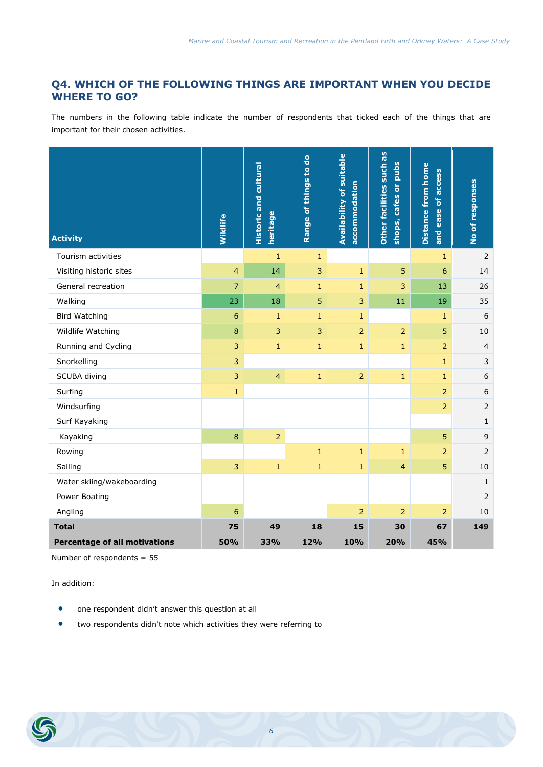## Q4. WHICH OF THE FOLLOWING THINGS ARE IMPORTANT WHEN YOU DECIDE WHERE TO GO?

The numbers in the following table indicate the number of respondents that ticked each of the things that are important for their chosen activities.

| Activity | Wildlife | Historic and cultural heritage | Range of things to do | Availability of suitable accommodation | Other facilities such as shops, cafes or pubs | Distance from home and ease of access | No of responses |
|---|---|---|---|---|---|---|---|
| Tourism activities | | 1 | 1 | | | 1 | 2 |
| Visiting historic sites | 4 | 14 | 3 | 1 | 5 | 6 | 14 |
| General recreation | 7 | 4 | 1 | 1 | 3 | 13 | 26 |
| Walking | 23 | 18 | 5 | 3 | 11 | 19 | 35 |
| Bird Watching | 6 | 1 | 1 | 1 | | 1 | 6 |
| Wildlife Watching | 8 | 3 | 3 | 2 | 2 | 5 | 10 |
| Running and Cycling | 3 | 1 | 1 | 1 | 1 | 2 | 4 |
| Snorkelling | 3 | | | | | 1 | 3 |
| SCUBA diving | 3 | 4 | 1 | 2 | 1 | 1 | 6 |
| Surfing | 1 | | | | | 2 | 6 |
| Windsurfing | | | | | | 2 | 2 |
| Surf Kayaking | | | | | | | 1 |
| Kayaking | 8 | 2 | | | | 5 | 9 |
| Rowing | | | 1 | 1 | 1 | 2 | 2 |
| Sailing | 3 | 1 | 1 | 1 | 4 | 5 | 10 |
| Water skiing/wakeboarding | | | | | | | 1 |
| Power Boating | | | | | | | 2 |
| Angling | 6 | | | 2 | 2 | 2 | 10 |
| **Total** | **75** | **49** | **18** | **15** | **30** | **67** | **149** |
| **Percentage of all motivations** | **50%** | **33%** | **12%** | **10%** | **20%** | **45%** | |

Number of respondents = 55

In addition:

- one respondent didn't answer this question at all
- two respondents didn't note which activities they were referring to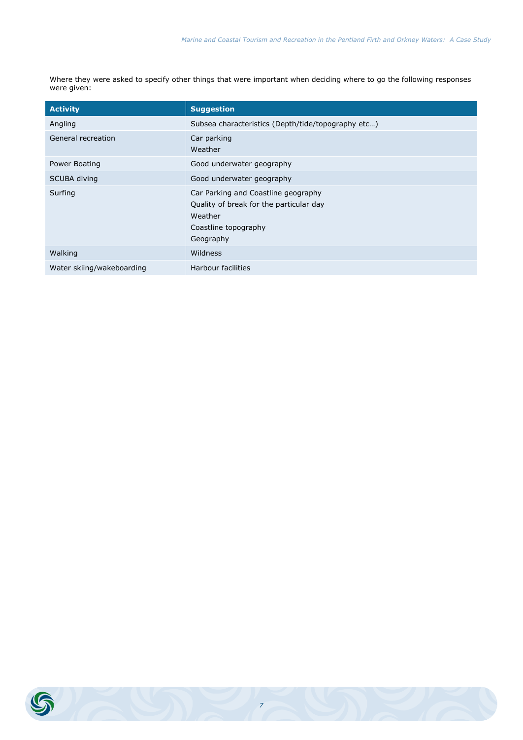Where they were asked to specify other things that were important when deciding where to go the following responses were given:

| Activity | Suggestion |
|---|---|
| Angling | Subsea characteristics (Depth/tide/topography etc…) |
| General recreation | Car parking<br>Weather |
| Power Boating | Good underwater geography |
| SCUBA diving | Good underwater geography |
| Surfing | Car Parking and Coastline geography<br>Quality of break for the particular day<br>Weather<br>Coastline topography<br>Geography |
| Walking | Wildness |
| Water skiing/wakeboarding | Harbour facilities |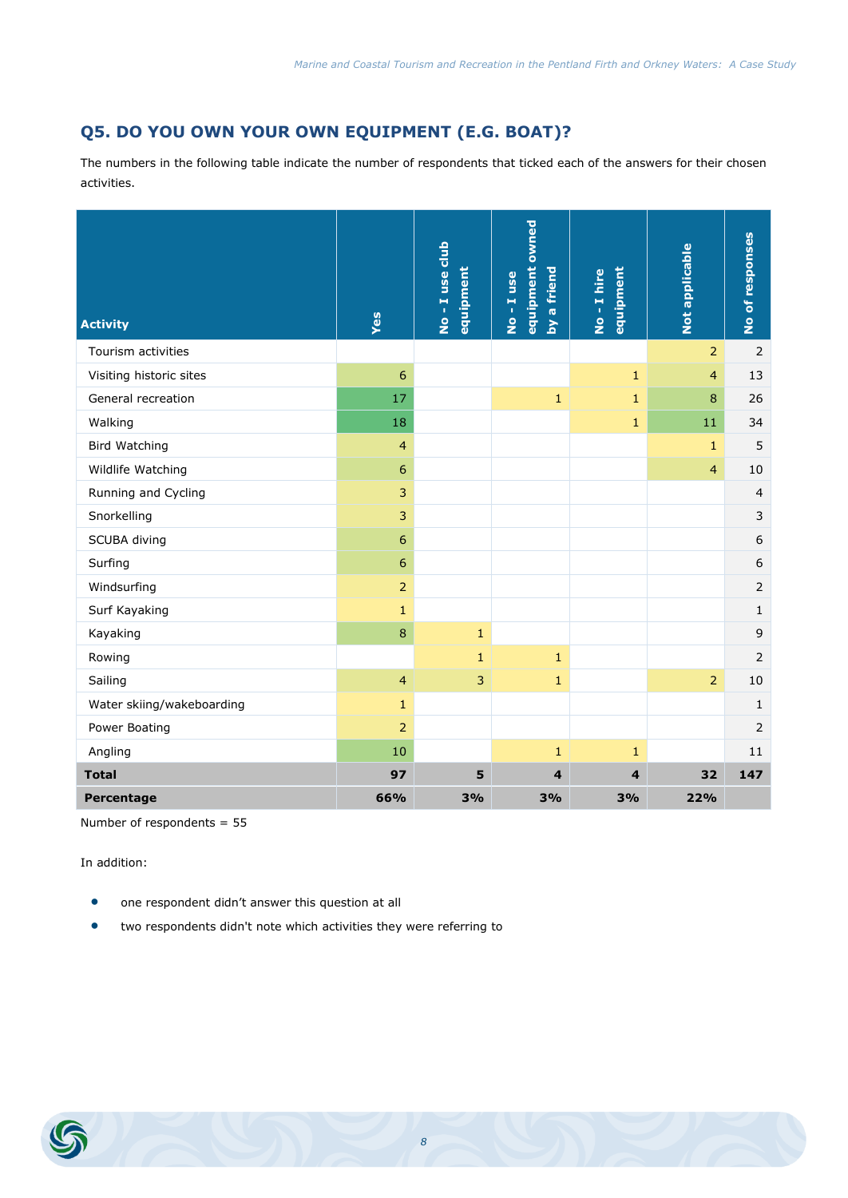## Q5. DO YOU OWN YOUR OWN EQUIPMENT (E.G. BOAT)?

The numbers in the following table indicate the number of respondents that ticked each of the answers for their chosen activities.

| Activity | Yes | No - I use club equipment | No - I use equipment owned by a friend | No - I hire equipment | Not applicable | No of responses |
|---|---|---|---|---|---|---|
| Tourism activities | | | | | 2 | 2 |
| Visiting historic sites | 6 | | | 1 | 4 | 13 |
| General recreation | 17 | | 1 | 1 | 8 | 26 |
| Walking | 18 | | | 1 | 11 | 34 |
| Bird Watching | 4 | | | | 1 | 5 |
| Wildlife Watching | 6 | | | | 4 | 10 |
| Running and Cycling | 3 | | | | | 4 |
| Snorkelling | 3 | | | | | 3 |
| SCUBA diving | 6 | | | | | 6 |
| Surfing | 6 | | | | | 6 |
| Windsurfing | 2 | | | | | 2 |
| Surf Kayaking | 1 | | | | | 1 |
| Kayaking | 8 | 1 | | | | 9 |
| Rowing | | 1 | 1 | | | 2 |
| Sailing | 4 | 3 | 1 | | 2 | 10 |
| Water skiing/wakeboarding | 1 | | | | | 1 |
| Power Boating | 2 | | | | | 2 |
| Angling | 10 | | 1 | 1 | | 11 |
| **Total** | **97** | **5** | **4** | **4** | **32** | **147** |
| **Percentage** | **66%** | **3%** | **3%** | **3%** | **22%** | |

Number of respondents = 55

In addition:

- one respondent didn't answer this question at all
- two respondents didn't note which activities they were referring to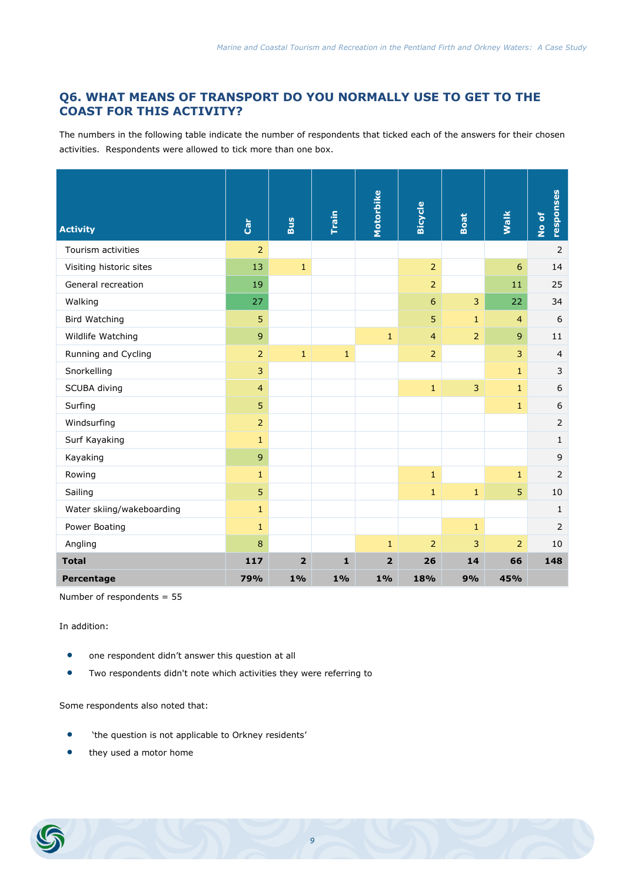## Q6. WHAT MEANS OF TRANSPORT DO YOU NORMALLY USE TO GET TO THE COAST FOR THIS ACTIVITY?

The numbers in the following table indicate the number of respondents that ticked each of the answers for their chosen activities. Respondents were allowed to tick more than one box.

| Activity | Car | Bus | Train | Motorbike | Bicycle | Boat | Walk | No of responses |
|---|---|---|---|---|---|---|---|---|
| Tourism activities | 2 | | | | | | | 2 |
| Visiting historic sites | 13 | 1 | | | 2 | | 6 | 14 |
| General recreation | 19 | | | | 2 | | 11 | 25 |
| Walking | 27 | | | | 6 | 3 | 22 | 34 |
| Bird Watching | 5 | | | | 5 | 1 | 4 | 6 |
| Wildlife Watching | 9 | | | 1 | 4 | 2 | 9 | 11 |
| Running and Cycling | 2 | 1 | 1 | | 2 | | 3 | 4 |
| Snorkelling | 3 | | | | | | 1 | 3 |
| SCUBA diving | 4 | | | | 1 | 3 | 1 | 6 |
| Surfing | 5 | | | | | | 1 | 6 |
| Windsurfing | 2 | | | | | | | 2 |
| Surf Kayaking | 1 | | | | | | | 1 |
| Kayaking | 9 | | | | | | | 9 |
| Rowing | 1 | | | | 1 | | 1 | 2 |
| Sailing | 5 | | | | 1 | 1 | 5 | 10 |
| Water skiing/wakeboarding | 1 | | | | | | | 1 |
| Power Boating | 1 | | | | | 1 | | 2 |
| Angling | 8 | | | 1 | 2 | 3 | 2 | 10 |
| **Total** | **117** | **2** | **1** | **2** | **26** | **14** | **66** | **148** |
| **Percentage** | **79%** | **1%** | **1%** | **1%** | **18%** | **9%** | **45%** | |

Number of respondents = 55

In addition:

- one respondent didn't answer this question at all
- Two respondents didn't note which activities they were referring to

Some respondents also noted that:

- 'the question is not applicable to Orkney residents'
- they used a motor home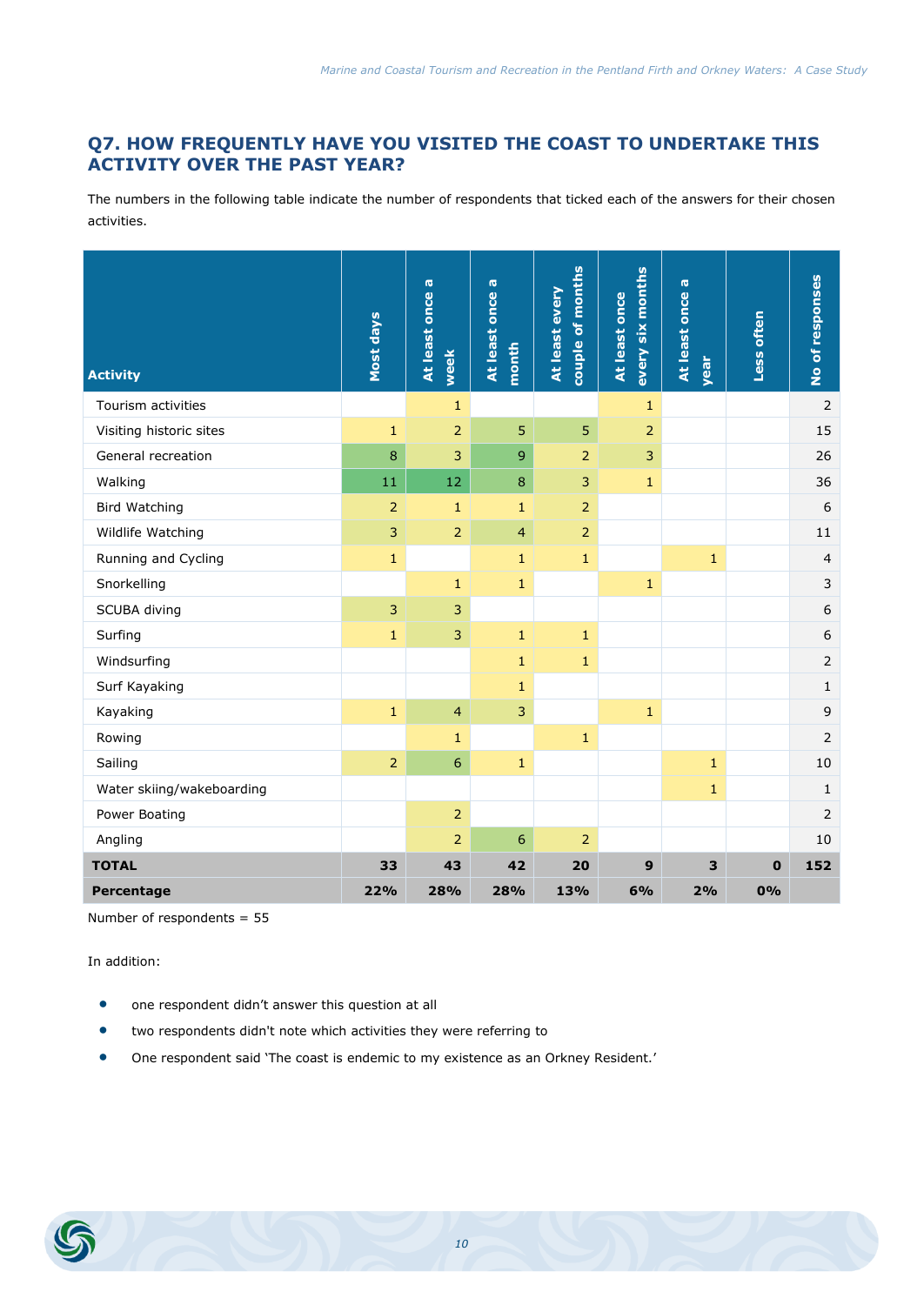## Q7. HOW FREQUENTLY HAVE YOU VISITED THE COAST TO UNDERTAKE THIS ACTIVITY OVER THE PAST YEAR?

The numbers in the following table indicate the number of respondents that ticked each of the answers for their chosen activities.

| Activity | Most days | At least once a week | At least once a month | At least every couple of months | At least once every six months | At least once a year | Less often | No of responses |
|---|---|---|---|---|---|---|---|---|
| Tourism activities | | 1 | | | 1 | | | 2 |
| Visiting historic sites | 1 | 2 | 5 | 5 | 2 | | | 15 |
| General recreation | 8 | 3 | 9 | 2 | 3 | | | 26 |
| Walking | 11 | 12 | 8 | 3 | 1 | | | 36 |
| Bird Watching | 2 | 1 | 1 | 2 | | | | 6 |
| Wildlife Watching | 3 | 2 | 4 | 2 | | | | 11 |
| Running and Cycling | 1 | | 1 | 1 | | 1 | | 4 |
| Snorkelling | | 1 | 1 | | 1 | | | 3 |
| SCUBA diving | 3 | 3 | | | | | | 6 |
| Surfing | 1 | 3 | 1 | 1 | | | | 6 |
| Windsurfing | | | 1 | 1 | | | | 2 |
| Surf Kayaking | | | 1 | | | | | 1 |
| Kayaking | 1 | 4 | 3 | | 1 | | | 9 |
| Rowing | | 1 | | 1 | | | | 2 |
| Sailing | 2 | 6 | 1 | | | 1 | | 10 |
| Water skiing/wakeboarding | | | | | | 1 | | 1 |
| Power Boating | | 2 | | | | | | 2 |
| Angling | | 2 | 6 | 2 | | | | 10 |
| **TOTAL** | **33** | **43** | **42** | **20** | **9** | **3** | **0** | **152** |
| **Percentage** | **22%** | **28%** | **28%** | **13%** | **6%** | **2%** | **0%** | |

Number of respondents = 55

In addition:

- one respondent didn't answer this question at all
- two respondents didn't note which activities they were referring to
- One respondent said 'The coast is endemic to my existence as an Orkney Resident.'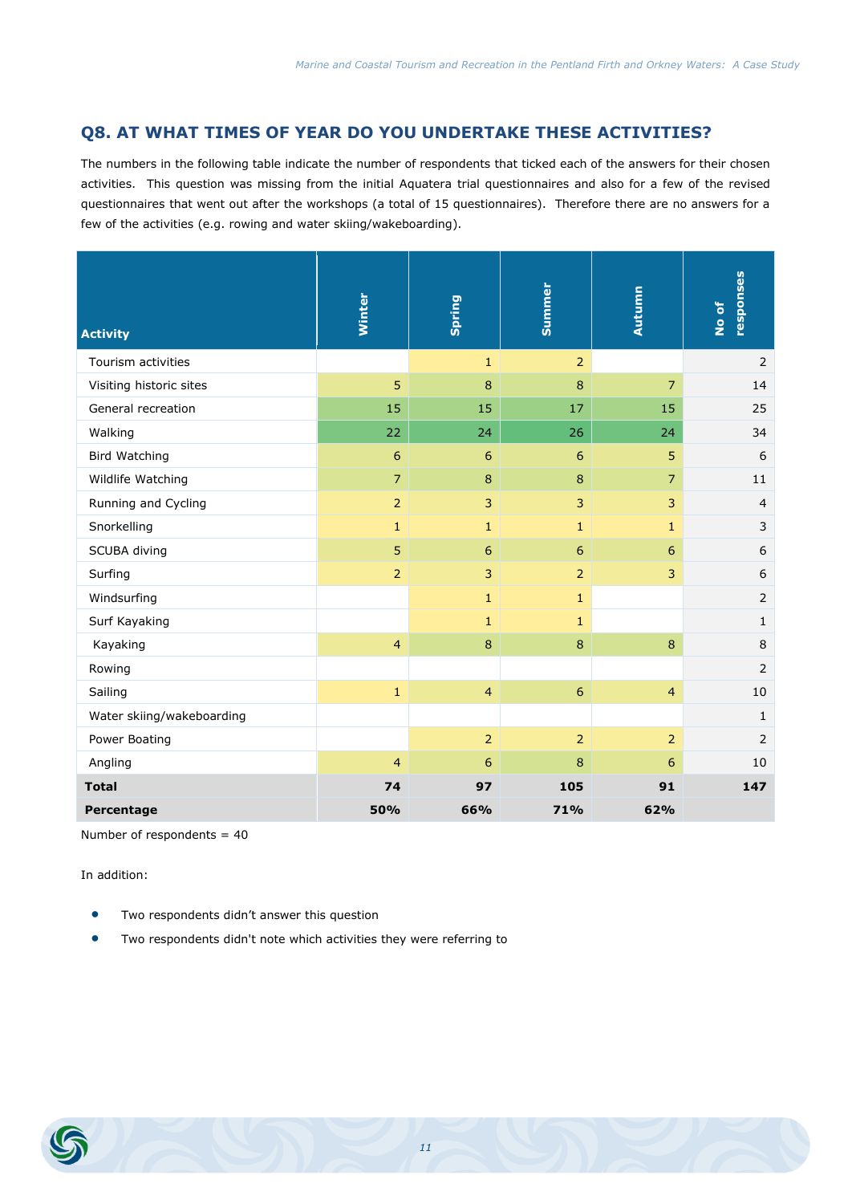## Q8. AT WHAT TIMES OF YEAR DO YOU UNDERTAKE THESE ACTIVITIES?

The numbers in the following table indicate the number of respondents that ticked each of the answers for their chosen activities. This question was missing from the initial Aquatera trial questionnaires and also for a few of the revised questionnaires that went out after the workshops (a total of 15 questionnaires). Therefore there are no answers for a few of the activities (e.g. rowing and water skiing/wakeboarding).

| Activity | Winter | Spring | Summer | Autumn | No of responses |
|---|---|---|---|---|---|
| Tourism activities | | 1 | 2 | | 2 |
| Visiting historic sites | 5 | 8 | 8 | 7 | 14 |
| General recreation | 15 | 15 | 17 | 15 | 25 |
| Walking | 22 | 24 | 26 | 24 | 34 |
| Bird Watching | 6 | 6 | 6 | 5 | 6 |
| Wildlife Watching | 7 | 8 | 8 | 7 | 11 |
| Running and Cycling | 2 | 3 | 3 | 3 | 4 |
| Snorkelling | 1 | 1 | 1 | 1 | 3 |
| SCUBA diving | 5 | 6 | 6 | 6 | 6 |
| Surfing | 2 | 3 | 2 | 3 | 6 |
| Windsurfing | | 1 | 1 | | 2 |
| Surf Kayaking | | 1 | 1 | | 1 |
| Kayaking | 4 | 8 | 8 | 8 | 8 |
| Rowing | | | | | 2 |
| Sailing | 1 | 4 | 6 | 4 | 10 |
| Water skiing/wakeboarding | | | | | 1 |
| Power Boating | | 2 | 2 | 2 | 2 |
| Angling | 4 | 6 | 8 | 6 | 10 |
| **Total** | **74** | **97** | **105** | **91** | **147** |
| **Percentage** | **50%** | **66%** | **71%** | **62%** | |

Number of respondents = 40

In addition:

- Two respondents didn't answer this question
- Two respondents didn't note which activities they were referring to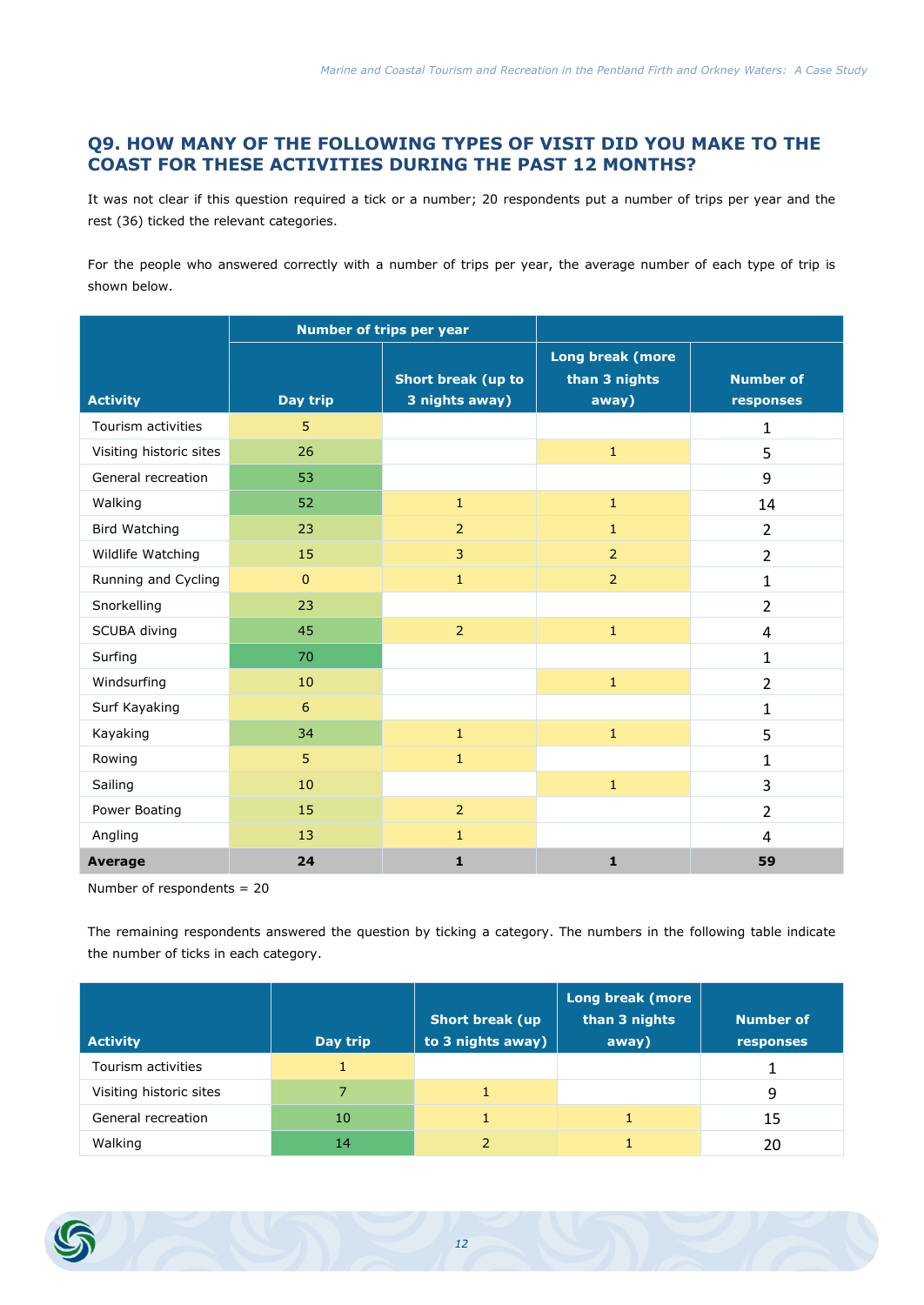## Q9. HOW MANY OF THE FOLLOWING TYPES OF VISIT DID YOU MAKE TO THE COAST FOR THESE ACTIVITIES DURING THE PAST 12 MONTHS?

It was not clear if this question required a tick or a number; 20 respondents put a number of trips per year and the rest (36) ticked the relevant categories.

For the people who answered correctly with a number of trips per year, the average number of each type of trip is shown below.

| Activity | Number of trips per year | | | |
|---|---|---|---|---|
| | Day trip | Short break (up to 3 nights away) | Long break (more than 3 nights away) | Number of responses |
| Tourism activities | 5 | | | 1 |
| Visiting historic sites | 26 | | 1 | 5 |
| General recreation | 53 | | | 9 |
| Walking | 52 | 1 | 1 | 14 |
| Bird Watching | 23 | 2 | 1 | 2 |
| Wildlife Watching | 15 | 3 | 2 | 2 |
| Running and Cycling | 0 | 1 | 2 | 1 |
| Snorkelling | 23 | | | 2 |
| SCUBA diving | 45 | 2 | 1 | 4 |
| Surfing | 70 | | | 1 |
| Windsurfing | 10 | | 1 | 2 |
| Surf Kayaking | 6 | | | 1 |
| Kayaking | 34 | 1 | 1 | 5 |
| Rowing | 5 | 1 | | 1 |
| Sailing | 10 | | 1 | 3 |
| Power Boating | 15 | 2 | | 2 |
| Angling | 13 | 1 | | 4 |
| **Average** | **24** | **1** | **1** | **59** |

Number of respondents = 20

The remaining respondents answered the question by ticking a category. The numbers in the following table indicate the number of ticks in each category.

| Activity | Day trip | Short break (up to 3 nights away) | Long break (more than 3 nights away) | Number of responses |
|---|---|---|---|---|
| Tourism activities | 1 | | | 1 |
| Visiting historic sites | 7 | 1 | | 9 |
| General recreation | 10 | 1 | 1 | 15 |
| Walking | 14 | 2 | 1 | 20 |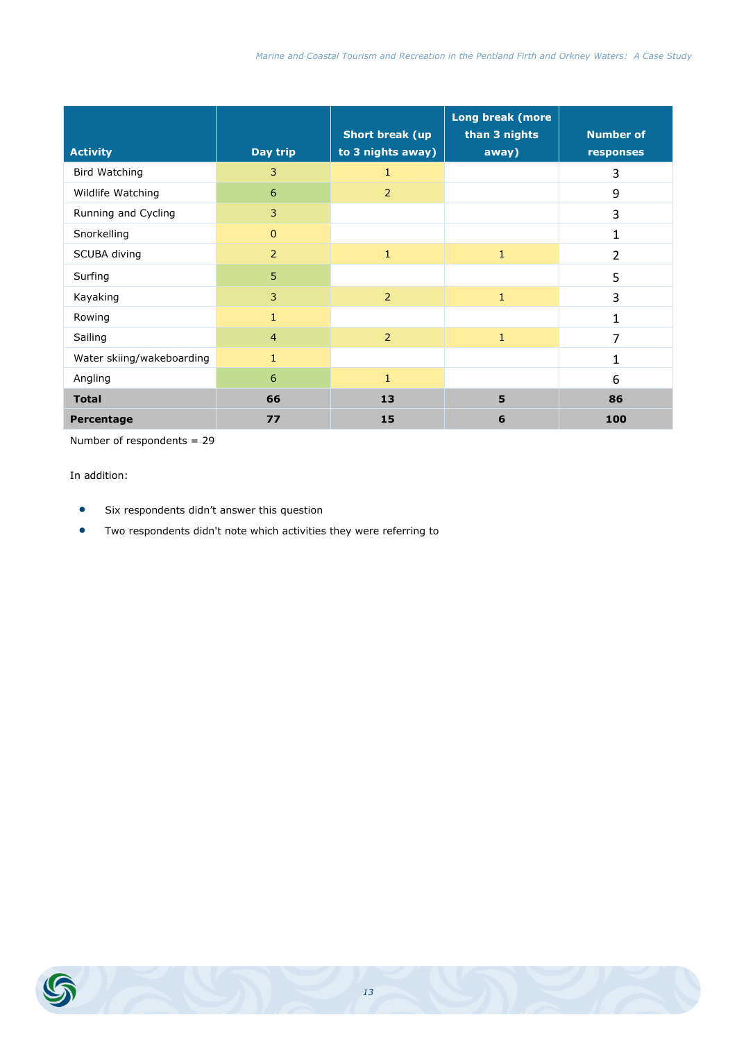| Activity | Day trip | Short break (up to 3 nights away) | Long break (more than 3 nights away) | Number of responses |
|---|---|---|---|---|
| Bird Watching | 3 | 1 | | 3 |
| Wildlife Watching | 6 | 2 | | 9 |
| Running and Cycling | 3 | | | 3 |
| Snorkelling | 0 | | | 1 |
| SCUBA diving | 2 | 1 | 1 | 2 |
| Surfing | 5 | | | 5 |
| Kayaking | 3 | 2 | 1 | 3 |
| Rowing | 1 | | | 1 |
| Sailing | 4 | 2 | 1 | 7 |
| Water skiing/wakeboarding | 1 | | | 1 |
| Angling | 6 | 1 | | 6 |
| **Total** | **66** | **13** | **5** | **86** |
| **Percentage** | **77** | **15** | **6** | **100** |

Number of respondents = 29

In addition:

- Six respondents didn't answer this question
- Two respondents didn't note which activities they were referring to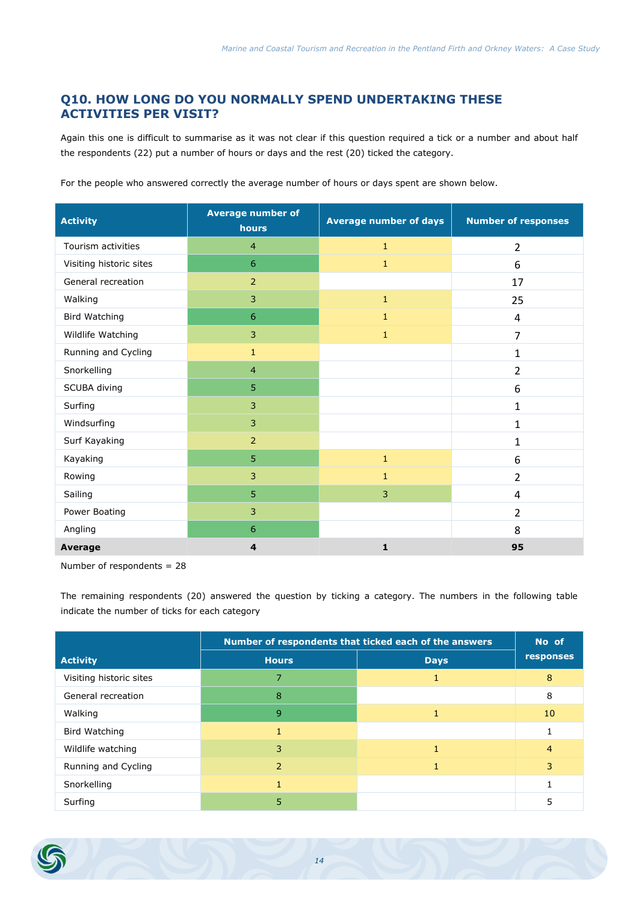## Q10. HOW LONG DO YOU NORMALLY SPEND UNDERTAKING THESE ACTIVITIES PER VISIT?

Again this one is difficult to summarise as it was not clear if this question required a tick or a number and about half the respondents (22) put a number of hours or days and the rest (20) ticked the category.

For the people who answered correctly the average number of hours or days spent are shown below.

| Activity | Average number of hours | Average number of days | Number of responses |
|---|---|---|---|
| Tourism activities | 4 | 1 | 2 |
| Visiting historic sites | 6 | 1 | 6 |
| General recreation | 2 | | 17 |
| Walking | 3 | 1 | 25 |
| Bird Watching | 6 | 1 | 4 |
| Wildlife Watching | 3 | 1 | 7 |
| Running and Cycling | 1 | | 1 |
| Snorkelling | 4 | | 2 |
| SCUBA diving | 5 | | 6 |
| Surfing | 3 | | 1 |
| Windsurfing | 3 | | 1 |
| Surf Kayaking | 2 | | 1 |
| Kayaking | 5 | 1 | 6 |
| Rowing | 3 | 1 | 2 |
| Sailing | 5 | 3 | 4 |
| Power Boating | 3 | | 2 |
| Angling | 6 | | 8 |
| **Average** | **4** | **1** | **95** |

Number of respondents = 28

The remaining respondents (20) answered the question by ticking a category. The numbers in the following table indicate the number of ticks for each category

| Activity | Number of respondents that ticked each of the answers | | No of responses |
|---|---|---|---|
| | Hours | Days | |
| Visiting historic sites | 7 | 1 | 8 |
| General recreation | 8 | | 8 |
| Walking | 9 | 1 | 10 |
| Bird Watching | 1 | | 1 |
| Wildlife watching | 3 | 1 | 4 |
| Running and Cycling | 2 | 1 | 3 |
| Snorkelling | 1 | | 1 |
| Surfing | 5 | | 5 |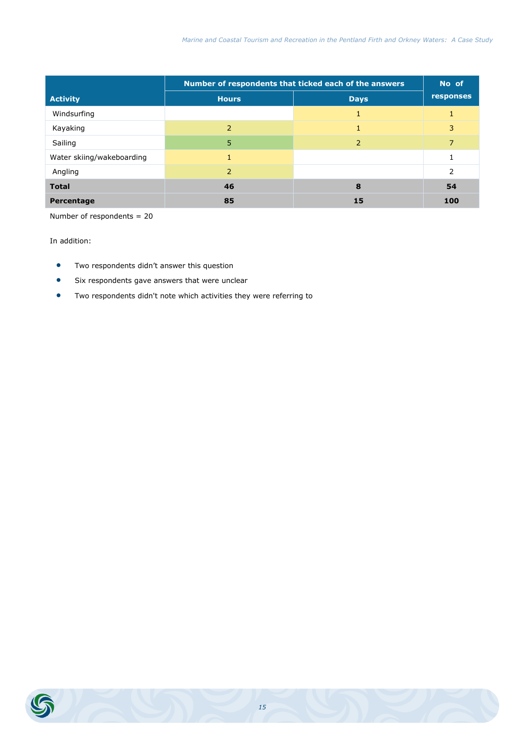| Activity | Number of respondents that ticked each of the answers | | No of responses |
|---|---|---|---|
| | Hours | Days | |
| Windsurfing | | 1 | 1 |
| Kayaking | 2 | 1 | 3 |
| Sailing | 5 | 2 | 7 |
| Water skiing/wakeboarding | 1 | | 1 |
| Angling | 2 | | 2 |
| **Total** | **46** | **8** | **54** |
| **Percentage** | **85** | **15** | **100** |

Number of respondents = 20

In addition:

- Two respondents didn't answer this question
- Six respondents gave answers that were unclear
- Two respondents didn't note which activities they were referring to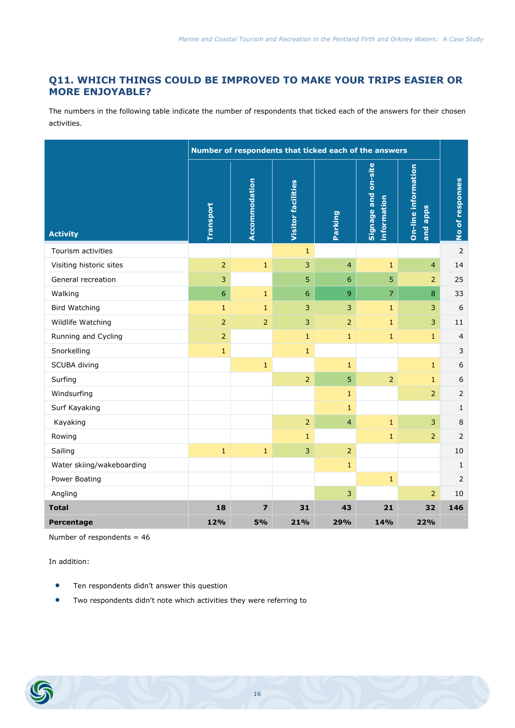## Q11. WHICH THINGS COULD BE IMPROVED TO MAKE YOUR TRIPS EASIER OR MORE ENJOYABLE?

The numbers in the following table indicate the number of respondents that ticked each of the answers for their chosen activities.

| Activity | Number of respondents that ticked each of the answers | | | | | | No of responses |
|---|---|---|---|---|---|---|---|
| | Transport | Accommodation | Visitor facilities | Parking | Signage and on-site information | On-line information and apps | |
| Tourism activities | | | 1 | | | | 2 |
| Visiting historic sites | 2 | 1 | 3 | 4 | 1 | 4 | 14 |
| General recreation | 3 | | 5 | 6 | 5 | 2 | 25 |
| Walking | 6 | 1 | 6 | 9 | 7 | 8 | 33 |
| Bird Watching | 1 | 1 | 3 | 3 | 1 | 3 | 6 |
| Wildlife Watching | 2 | 2 | 3 | 2 | 1 | 3 | 11 |
| Running and Cycling | 2 | | 1 | 1 | 1 | 1 | 4 |
| Snorkelling | 1 | | 1 | | | | 3 |
| SCUBA diving | | 1 | | 1 | | 1 | 6 |
| Surfing | | | 2 | 5 | 2 | 1 | 6 |
| Windsurfing | | | | 1 | | 2 | 2 |
| Surf Kayaking | | | | 1 | | | 1 |
| Kayaking | | | 2 | 4 | 1 | 3 | 8 |
| Rowing | | | 1 | | 1 | 2 | 2 |
| Sailing | 1 | 1 | 3 | 2 | | | 10 |
| Water skiing/wakeboarding | | | | 1 | | | 1 |
| Power Boating | | | | | 1 | | 2 |
| Angling | | | | 3 | | 2 | 10 |
| **Total** | **18** | **7** | **31** | **43** | **21** | **32** | **146** |
| **Percentage** | **12%** | **5%** | **21%** | **29%** | **14%** | **22%** | |

Number of respondents = 46

In addition:

- Ten respondents didn't answer this question
- Two respondents didn't note which activities they were referring to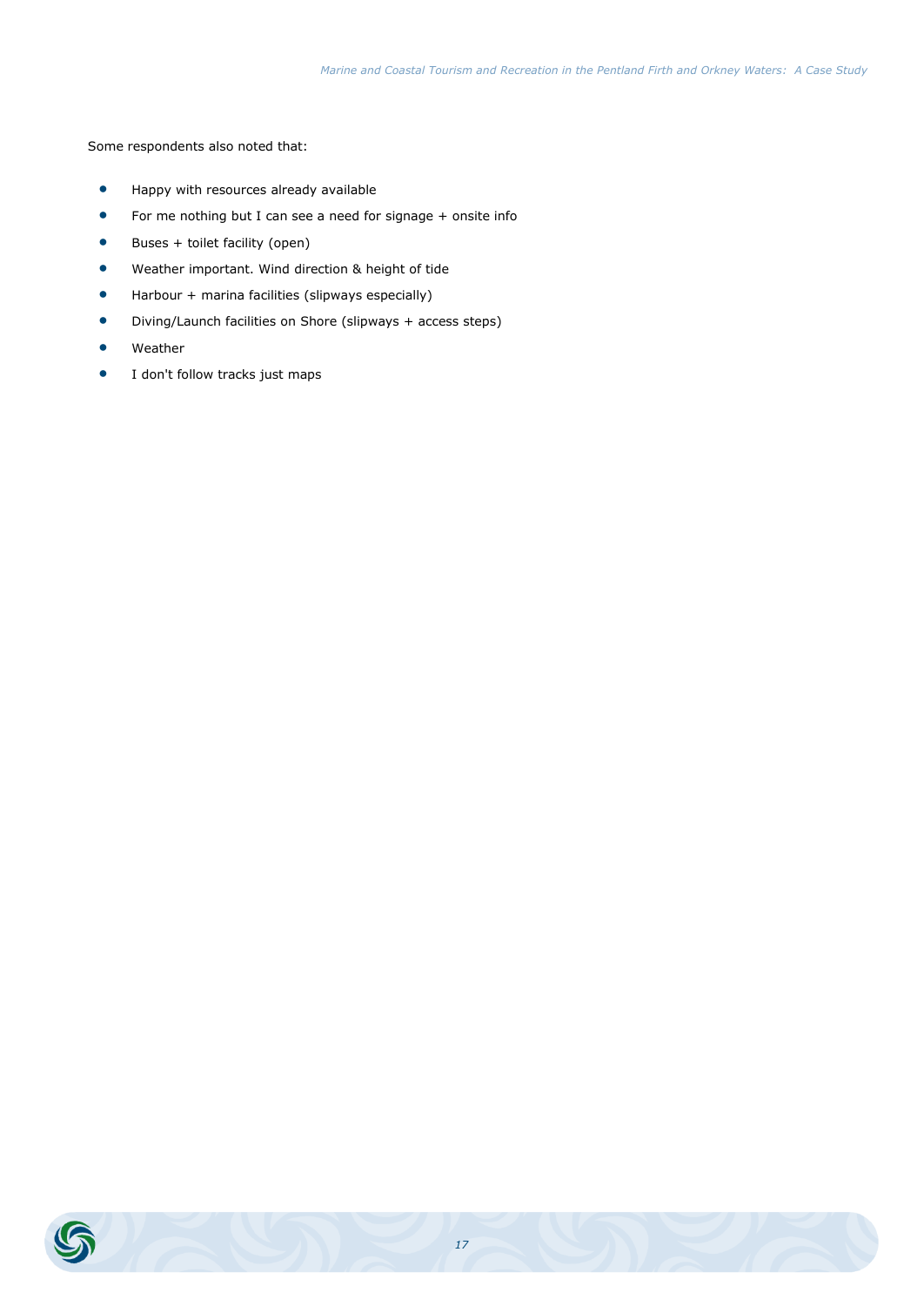Some respondents also noted that:

- Happy with resources already available
- For me nothing but I can see a need for signage + onsite info
- Buses + toilet facility (open)
- Weather important. Wind direction & height of tide
- Harbour + marina facilities (slipways especially)
- Diving/Launch facilities on Shore (slipways + access steps)
- Weather
- I don't follow tracks just maps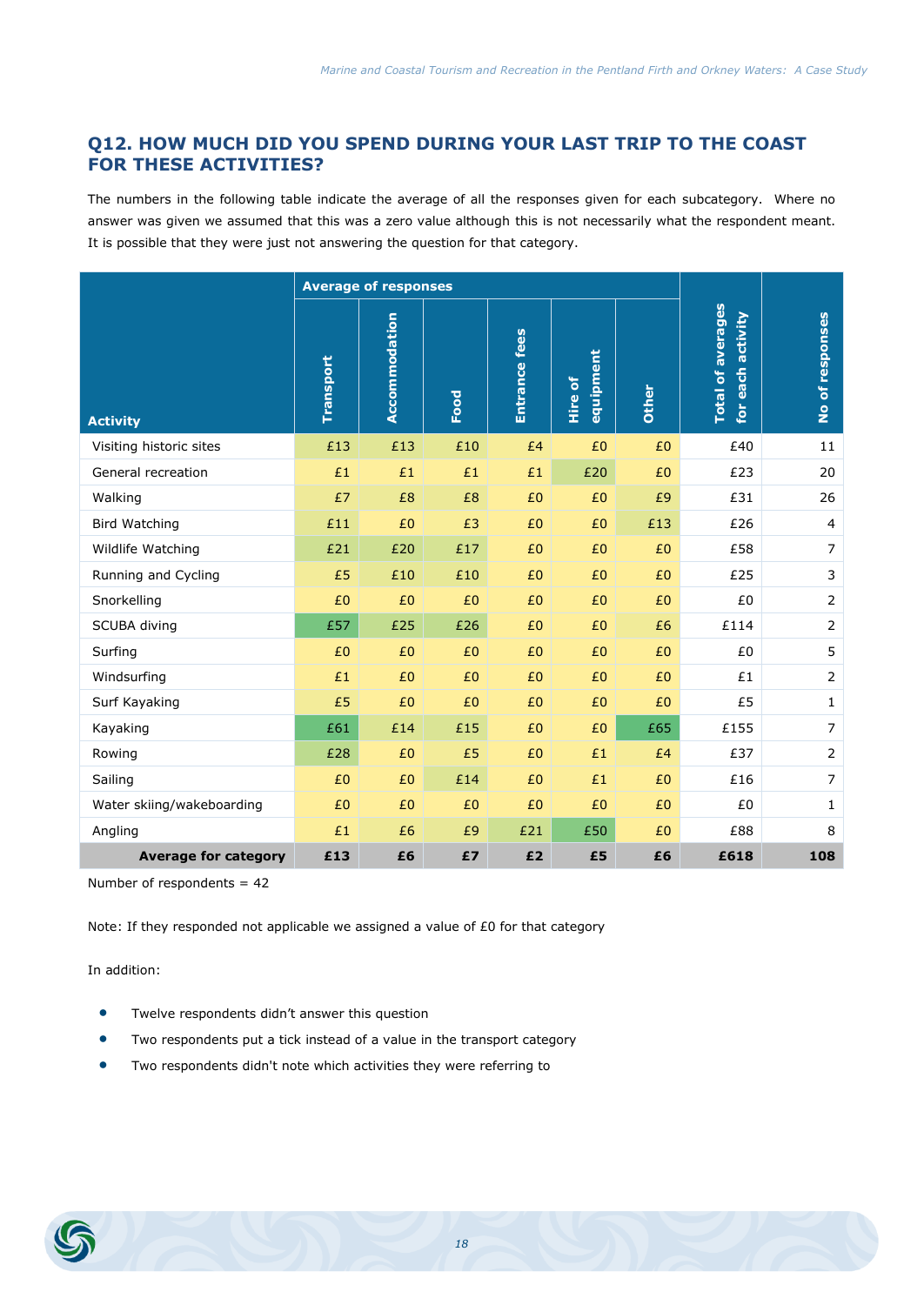## Q12. HOW MUCH DID YOU SPEND DURING YOUR LAST TRIP TO THE COAST FOR THESE ACTIVITIES?

The numbers in the following table indicate the average of all the responses given for each subcategory. Where no answer was given we assumed that this was a zero value although this is not necessarily what the respondent meant. It is possible that they were just not answering the question for that category.

| Activity | Average of responses | | | | | | Total of averages for each activity | No of responses |
|---|---|---|---|---|---|---|---|---|
| | Transport | Accommodation | Food | Entrance fees | Hire of equipment | Other | | |
| Visiting historic sites | £13 | £13 | £10 | £4 | £0 | £0 | £40 | 11 |
| General recreation | £1 | £1 | £1 | £1 | £20 | £0 | £23 | 20 |
| Walking | £7 | £8 | £8 | £0 | £0 | £9 | £31 | 26 |
| Bird Watching | £11 | £0 | £3 | £0 | £0 | £13 | £26 | 4 |
| Wildlife Watching | £21 | £20 | £17 | £0 | £0 | £0 | £58 | 7 |
| Running and Cycling | £5 | £10 | £10 | £0 | £0 | £0 | £25 | 3 |
| Snorkelling | £0 | £0 | £0 | £0 | £0 | £0 | £0 | 2 |
| SCUBA diving | £57 | £25 | £26 | £0 | £0 | £6 | £114 | 2 |
| Surfing | £0 | £0 | £0 | £0 | £0 | £0 | £0 | 5 |
| Windsurfing | £1 | £0 | £0 | £0 | £0 | £0 | £1 | 2 |
| Surf Kayaking | £5 | £0 | £0 | £0 | £0 | £0 | £5 | 1 |
| Kayaking | £61 | £14 | £15 | £0 | £0 | £65 | £155 | 7 |
| Rowing | £28 | £0 | £5 | £0 | £1 | £4 | £37 | 2 |
| Sailing | £0 | £0 | £14 | £0 | £1 | £0 | £16 | 7 |
| Water skiing/wakeboarding | £0 | £0 | £0 | £0 | £0 | £0 | £0 | 1 |
| Angling | £1 | £6 | £9 | £21 | £50 | £0 | £88 | 8 |
| **Average for category** | **£13** | **£6** | **£7** | **£2** | **£5** | **£6** | **£618** | **108** |

Number of respondents = 42

Note: If they responded not applicable we assigned a value of £0 for that category

In addition:

- Twelve respondents didn't answer this question
- Two respondents put a tick instead of a value in the transport category
- Two respondents didn't note which activities they were referring to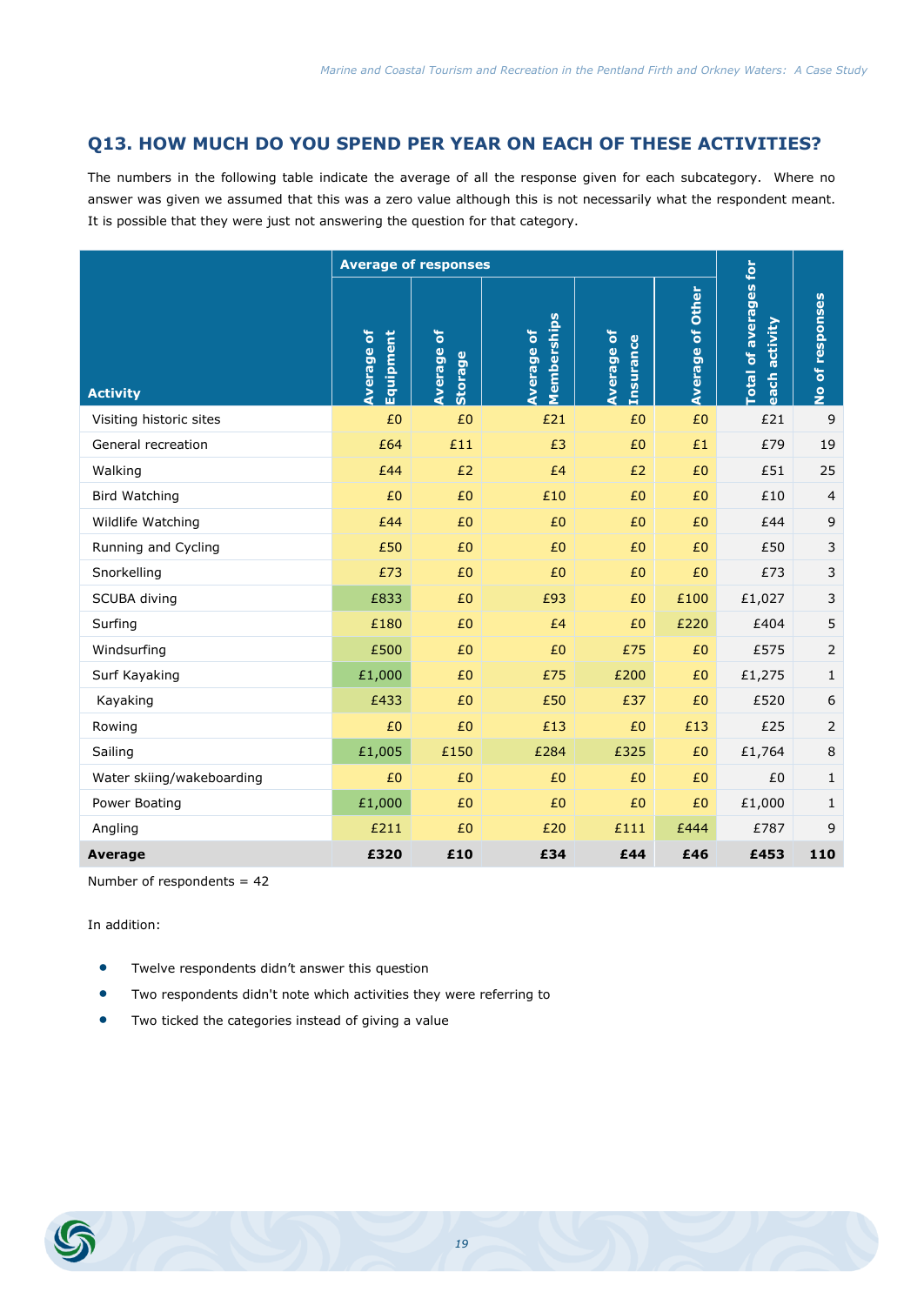## Q13. HOW MUCH DO YOU SPEND PER YEAR ON EACH OF THESE ACTIVITIES?

The numbers in the following table indicate the average of all the response given for each subcategory. Where no answer was given we assumed that this was a zero value although this is not necessarily what the respondent meant. It is possible that they were just not answering the question for that category.

| Activity | Average of responses | | | | | Total of averages for each activity | No of responses |
|---|---|---|---|---|---|---|---|
| | Average of Equipment | Average of Storage | Average of Memberships | Average of Insurance | Average of Other | | |
| Visiting historic sites | £0 | £0 | £21 | £0 | £0 | £21 | 9 |
| General recreation | £64 | £11 | £3 | £0 | £1 | £79 | 19 |
| Walking | £44 | £2 | £4 | £2 | £0 | £51 | 25 |
| Bird Watching | £0 | £0 | £10 | £0 | £0 | £10 | 4 |
| Wildlife Watching | £44 | £0 | £0 | £0 | £0 | £44 | 9 |
| Running and Cycling | £50 | £0 | £0 | £0 | £0 | £50 | 3 |
| Snorkelling | £73 | £0 | £0 | £0 | £0 | £73 | 3 |
| SCUBA diving | £833 | £0 | £93 | £0 | £100 | £1,027 | 3 |
| Surfing | £180 | £0 | £4 | £0 | £220 | £404 | 5 |
| Windsurfing | £500 | £0 | £0 | £75 | £0 | £575 | 2 |
| Surf Kayaking | £1,000 | £0 | £75 | £200 | £0 | £1,275 | 1 |
| Kayaking | £433 | £0 | £50 | £37 | £0 | £520 | 6 |
| Rowing | £0 | £0 | £13 | £0 | £13 | £25 | 2 |
| Sailing | £1,005 | £150 | £284 | £325 | £0 | £1,764 | 8 |
| Water skiing/wakeboarding | £0 | £0 | £0 | £0 | £0 | £0 | 1 |
| Power Boating | £1,000 | £0 | £0 | £0 | £0 | £1,000 | 1 |
| Angling | £211 | £0 | £20 | £111 | £444 | £787 | 9 |
| **Average** | **£320** | **£10** | **£34** | **£44** | **£46** | **£453** | **110** |

Number of respondents = 42

In addition:

- Twelve respondents didn't answer this question
- Two respondents didn't note which activities they were referring to
- Two ticked the categories instead of giving a value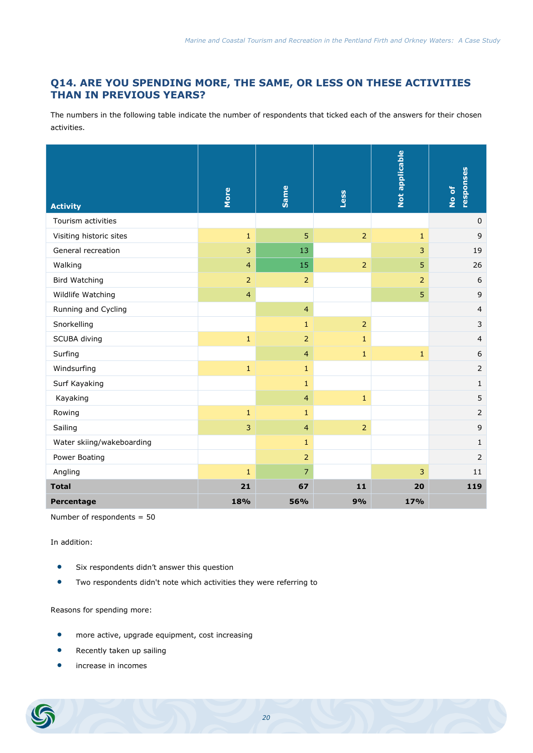## Q14. ARE YOU SPENDING MORE, THE SAME, OR LESS ON THESE ACTIVITIES THAN IN PREVIOUS YEARS?

The numbers in the following table indicate the number of respondents that ticked each of the answers for their chosen activities.

| Activity | More | Same | Less | Not applicable | No of responses |
|---|---|---|---|---|---|
| Tourism activities | | | | | 0 |
| Visiting historic sites | 1 | 5 | 2 | 1 | 9 |
| General recreation | 3 | 13 | | 3 | 19 |
| Walking | 4 | 15 | 2 | 5 | 26 |
| Bird Watching | 2 | 2 | | 2 | 6 |
| Wildlife Watching | 4 | | | 5 | 9 |
| Running and Cycling | | 4 | | | 4 |
| Snorkelling | | 1 | 2 | | 3 |
| SCUBA diving | 1 | 2 | 1 | | 4 |
| Surfing | | 4 | 1 | 1 | 6 |
| Windsurfing | 1 | 1 | | | 2 |
| Surf Kayaking | | 1 | | | 1 |
| Kayaking | | 4 | 1 | | 5 |
| Rowing | 1 | 1 | | | 2 |
| Sailing | 3 | 4 | 2 | | 9 |
| Water skiing/wakeboarding | | 1 | | | 1 |
| Power Boating | | 2 | | | 2 |
| Angling | 1 | 7 | | 3 | 11 |
| **Total** | **21** | **67** | **11** | **20** | **119** |
| **Percentage** | **18%** | **56%** | **9%** | **17%** | |

Number of respondents = 50

In addition:

- Six respondents didn't answer this question
- Two respondents didn't note which activities they were referring to

Reasons for spending more:

- more active, upgrade equipment, cost increasing
- Recently taken up sailing
- increase in incomes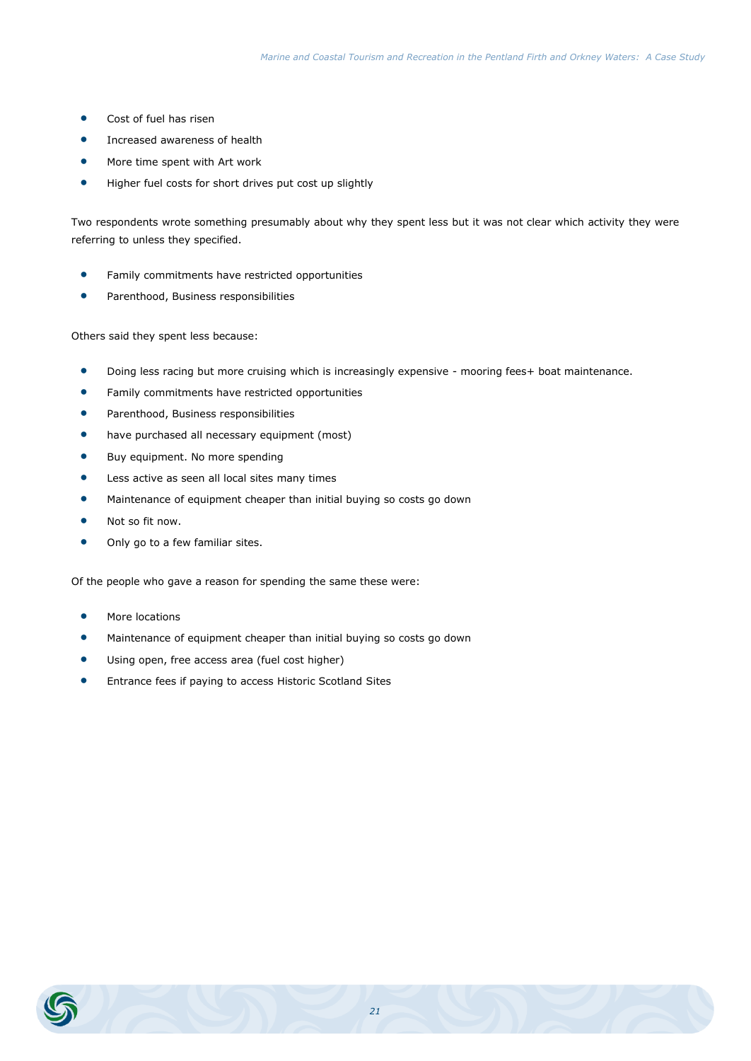- Cost of fuel has risen
- Increased awareness of health
- More time spent with Art work
- Higher fuel costs for short drives put cost up slightly

Two respondents wrote something presumably about why they spent less but it was not clear which activity they were referring to unless they specified.

- Family commitments have restricted opportunities
- Parenthood, Business responsibilities

Others said they spent less because:

- Doing less racing but more cruising which is increasingly expensive - mooring fees+ boat maintenance.
- Family commitments have restricted opportunities
- Parenthood, Business responsibilities
- have purchased all necessary equipment (most)
- Buy equipment. No more spending
- Less active as seen all local sites many times
- Maintenance of equipment cheaper than initial buying so costs go down
- Not so fit now.
- Only go to a few familiar sites.

Of the people who gave a reason for spending the same these were:

- More locations
- Maintenance of equipment cheaper than initial buying so costs go down
- Using open, free access area (fuel cost higher)
- Entrance fees if paying to access Historic Scotland Sites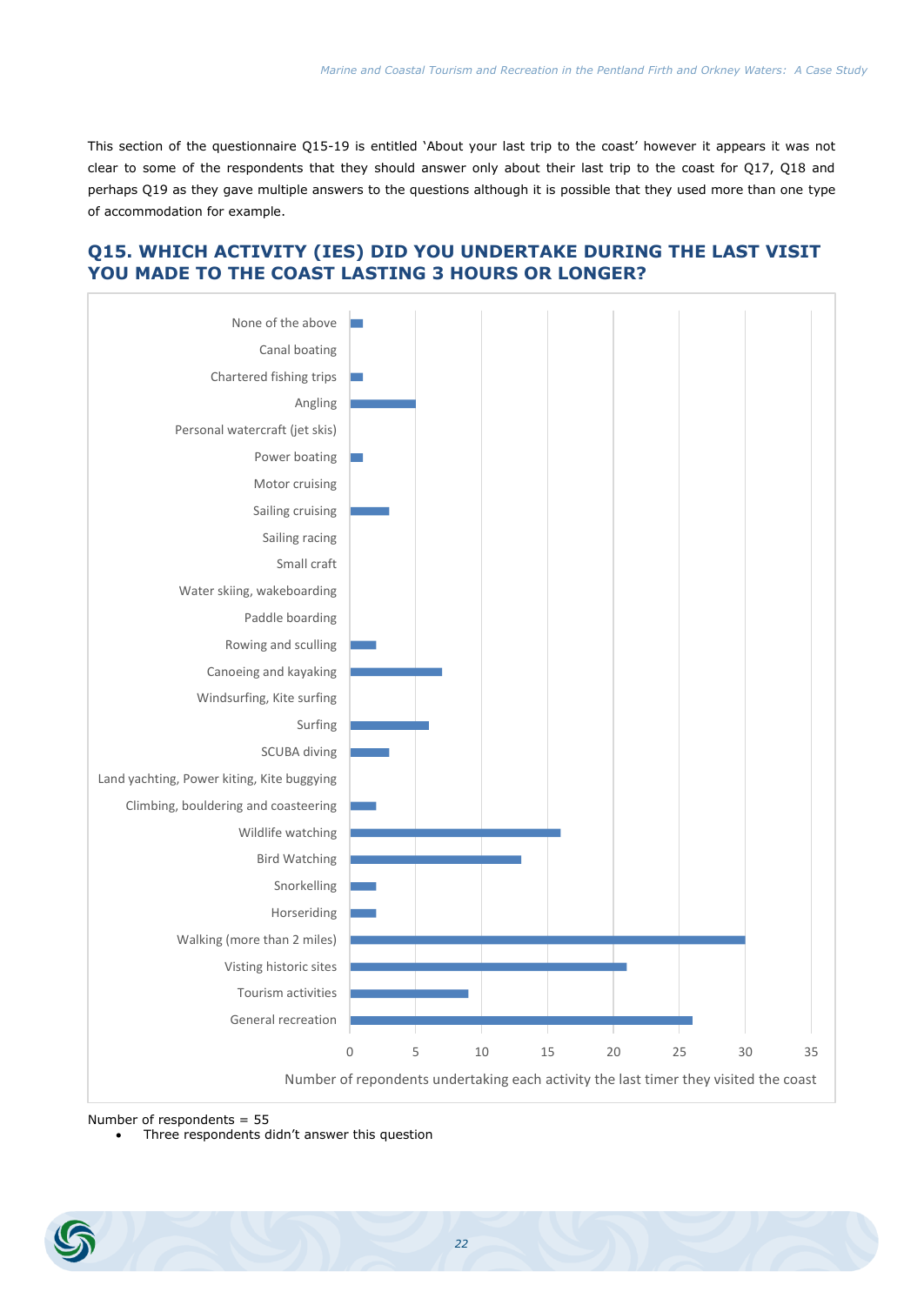This section of the questionnaire Q15-19 is entitled 'About your last trip to the coast' however it appears it was not clear to some of the respondents that they should answer only about their last trip to the coast for Q17, Q18 and perhaps Q19 as they gave multiple answers to the questions although it is possible that they used more than one type of accommodation for example.

## Q15. WHICH ACTIVITY (IES) DID YOU UNDERTAKE DURING THE LAST VISIT YOU MADE TO THE COAST LASTING 3 HOURS OR LONGER?

| Activity | Number of repondents undertaking each activity the last timer they visited the coast |
|---|---|
| None of the above | 1 |
| Canal boating | 0 |
| Chartered fishing trips | 1 |
| Angling | 5 |
| Personal watercraft (jet skis) | 0 |
| Power boating | 1 |
| Motor cruising | 0 |
| Sailing cruising | 3 |
| Sailing racing | 0 |
| Small craft | 0 |
| Water skiing, wakeboarding | 0 |
| Paddle boarding | 0 |
| Rowing and sculling | 2 |
| Canoeing and kayaking | 7 |
| Windsurfing, Kite surfing | 0 |
| Surfing | 6 |
| SCUBA diving | 3 |
| Land yachting, Power kiting, Kite buggying | 0 |
| Climbing, bouldering and coasteering | 2 |
| Wildlife watching | 16 |
| Bird Watching | 13 |
| Snorkelling | 2 |
| Horseriding | 2 |
| Walking (more than 2 miles) | 30 |
| Visting historic sites | 21 |
| Tourism activities | 9 |
| General recreation | 26 |

Number of respondents = 55

- Three respondents didn't answer this question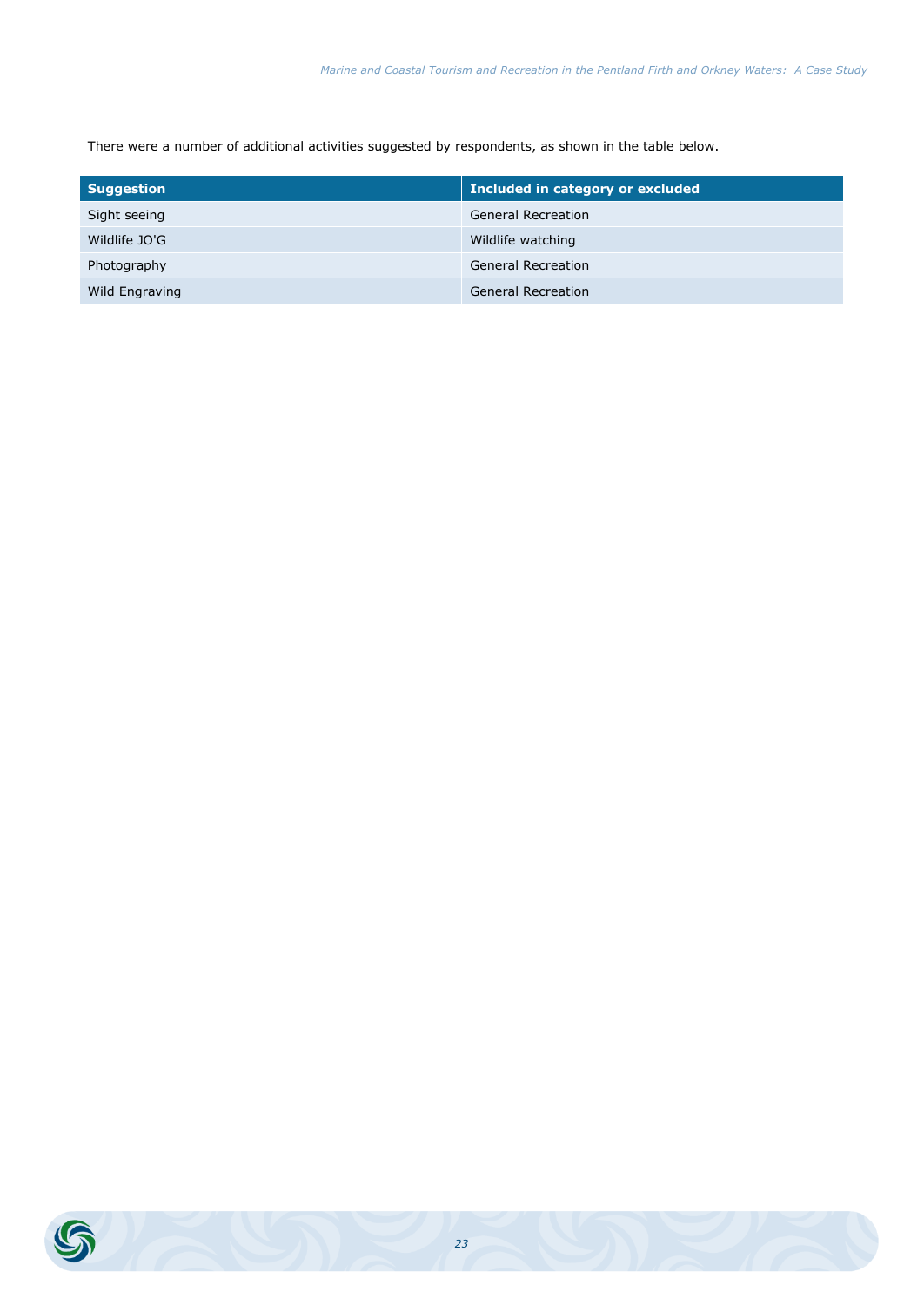There were a number of additional activities suggested by respondents, as shown in the table below.

| Suggestion | Included in category or excluded |
| --- | --- |
| Sight seeing | General Recreation |
| Wildlife JO'G | Wildlife watching |
| Photography | General Recreation |
| Wild Engraving | General Recreation |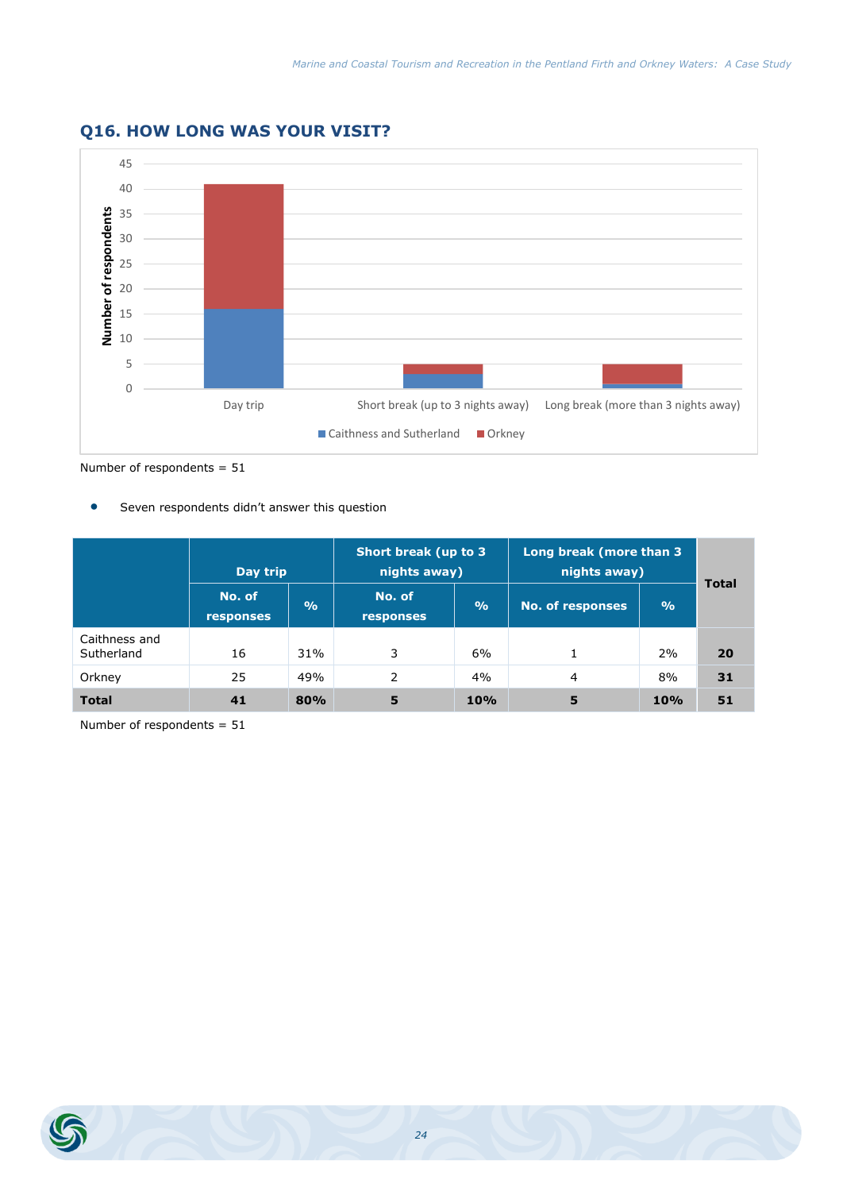## Q16. HOW LONG WAS YOUR VISIT?

Number of respondents = 51

- Seven respondents didn't answer this question

| | Day trip | | Short break (up to 3 nights away) | | Long break (more than 3 nights away) | | Total |
|---|---|---|---|---|---|---|---|
| | No. of responses | % | No. of responses | % | No. of responses | % | |
| Caithness and Sutherland | 16 | 31% | 3 | 6% | 1 | 2% | **20** |
| Orkney | 25 | 49% | 2 | 4% | 4 | 8% | **31** |
| **Total** | **41** | **80%** | **5** | **10%** | **5** | **10%** | **51** |

Number of respondents = 51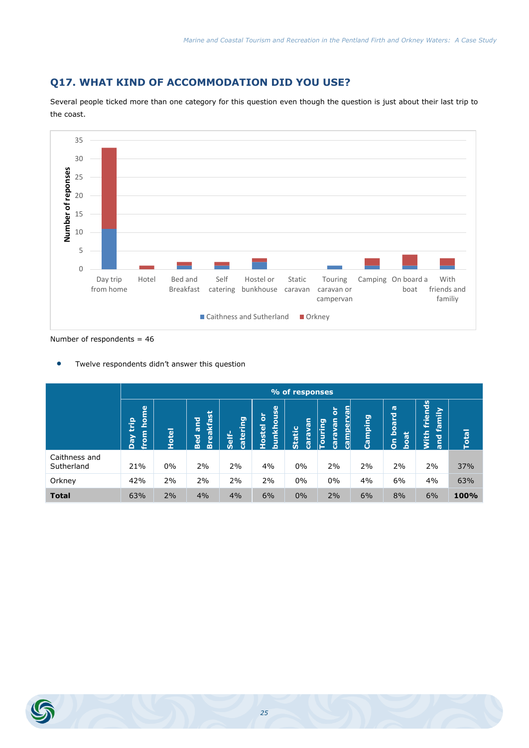## Q17. WHAT KIND OF ACCOMMODATION DID YOU USE?

Several people ticked more than one category for this question even though the question is just about their last trip to the coast.

Number of respondents = 46

- Twelve respondents didn't answer this question

| | % of responses | | | | | | | | | | |
|---|---|---|---|---|---|---|---|---|---|---|---|
| | Day trip from home | Hotel | Bed and Breakfast | Self-catering | Hostel or bunkhouse | Static caravan | Touring caravan or campervan | Camping | On board a boat | With friends and family | Total |
| Caithness and Sutherland | 21% | 0% | 2% | 2% | 4% | 0% | 2% | 2% | 2% | 2% | 37% |
| Orkney | 42% | 2% | 2% | 2% | 2% | 0% | 0% | 4% | 6% | 4% | 63% |
| **Total** | 63% | 2% | 4% | 4% | 6% | 0% | 2% | 6% | 8% | 6% | **100%** |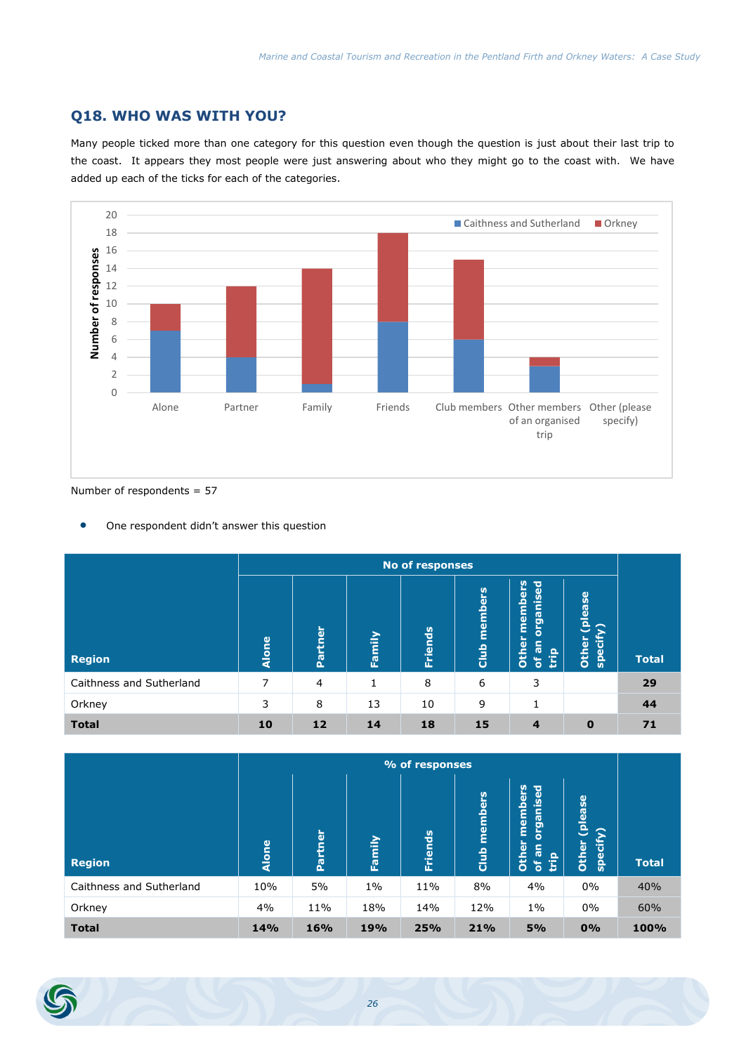## Q18. WHO WAS WITH YOU?

Many people ticked more than one category for this question even though the question is just about their last trip to the coast. It appears they most people were just answering about who they might go to the coast with. We have added up each of the ticks for each of the categories.

Number of respondents = 57

- One respondent didn't answer this question

| Region | No of responses | | | | | | | Total |
|---|---|---|---|---|---|---|---|---|
| | Alone | Partner | Family | Friends | Club members | Other members of an organised trip | Other (please specify) | |
| Caithness and Sutherland | 7 | 4 | 1 | 8 | 6 | 3 | | **29** |
| Orkney | 3 | 8 | 13 | 10 | 9 | 1 | | **44** |
| **Total** | **10** | **12** | **14** | **18** | **15** | **4** | **0** | **71** |

| Region | % of responses | | | | | | | Total |
|---|---|---|---|---|---|---|---|---|
| | Alone | Partner | Family | Friends | Club members | Other members of an organised trip | Other (please specify) | |
| Caithness and Sutherland | 10% | 5% | 1% | 11% | 8% | 4% | 0% | 40% |
| Orkney | 4% | 11% | 18% | 14% | 12% | 1% | 0% | 60% |
| **Total** | **14%** | **16%** | **19%** | **25%** | **21%** | **5%** | **0%** | **100%** |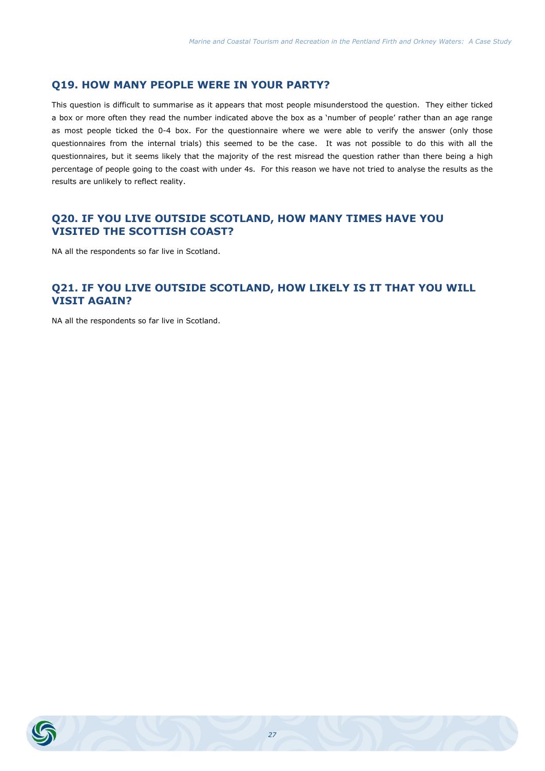## Q19. HOW MANY PEOPLE WERE IN YOUR PARTY?

This question is difficult to summarise as it appears that most people misunderstood the question. They either ticked a box or more often they read the number indicated above the box as a 'number of people' rather than an age range as most people ticked the 0-4 box. For the questionnaire where we were able to verify the answer (only those questionnaires from the internal trials) this seemed to be the case. It was not possible to do this with all the questionnaires, but it seems likely that the majority of the rest misread the question rather than there being a high percentage of people going to the coast with under 4s. For this reason we have not tried to analyse the results as the results are unlikely to reflect reality.

## Q20. IF YOU LIVE OUTSIDE SCOTLAND, HOW MANY TIMES HAVE YOU VISITED THE SCOTTISH COAST?

NA all the respondents so far live in Scotland.

## Q21. IF YOU LIVE OUTSIDE SCOTLAND, HOW LIKELY IS IT THAT YOU WILL VISIT AGAIN?

NA all the respondents so far live in Scotland.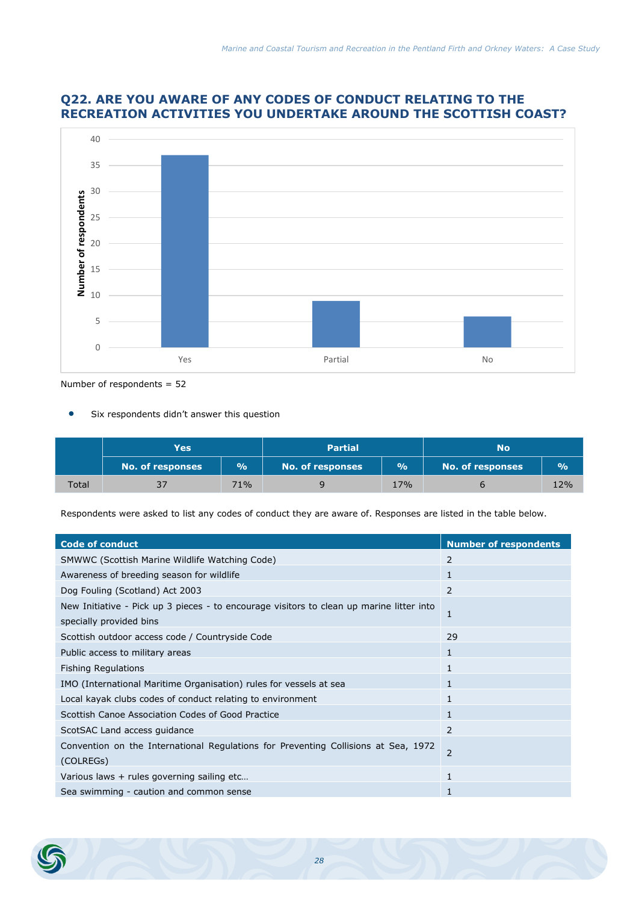## Q22. ARE YOU AWARE OF ANY CODES OF CONDUCT RELATING TO THE RECREATION ACTIVITIES YOU UNDERTAKE AROUND THE SCOTTISH COAST?

Number of respondents = 52

- Six respondents didn't answer this question

| | Yes | | Partial | | No | |
|---|---|---|---|---|---|---|
| | No. of responses | % | No. of responses | % | No. of responses | % |
| Total | 37 | 71% | 9 | 17% | 6 | 12% |

Respondents were asked to list any codes of conduct they are aware of. Responses are listed in the table below.

| Code of conduct | Number of respondents |
|---|---|
| SMWWC (Scottish Marine Wildlife Watching Code) | 2 |
| Awareness of breeding season for wildlife | 1 |
| Dog Fouling (Scotland) Act 2003 | 2 |
| New Initiative - Pick up 3 pieces - to encourage visitors to clean up marine litter into specially provided bins | 1 |
| Scottish outdoor access code / Countryside Code | 29 |
| Public access to military areas | 1 |
| Fishing Regulations | 1 |
| IMO (International Maritime Organisation) rules for vessels at sea | 1 |
| Local kayak clubs codes of conduct relating to environment | 1 |
| Scottish Canoe Association Codes of Good Practice | 1 |
| ScotSAC Land access guidance | 2 |
| Convention on the International Regulations for Preventing Collisions at Sea, 1972 (COLREGs) | 2 |
| Various laws + rules governing sailing etc… | 1 |
| Sea swimming - caution and common sense | 1 |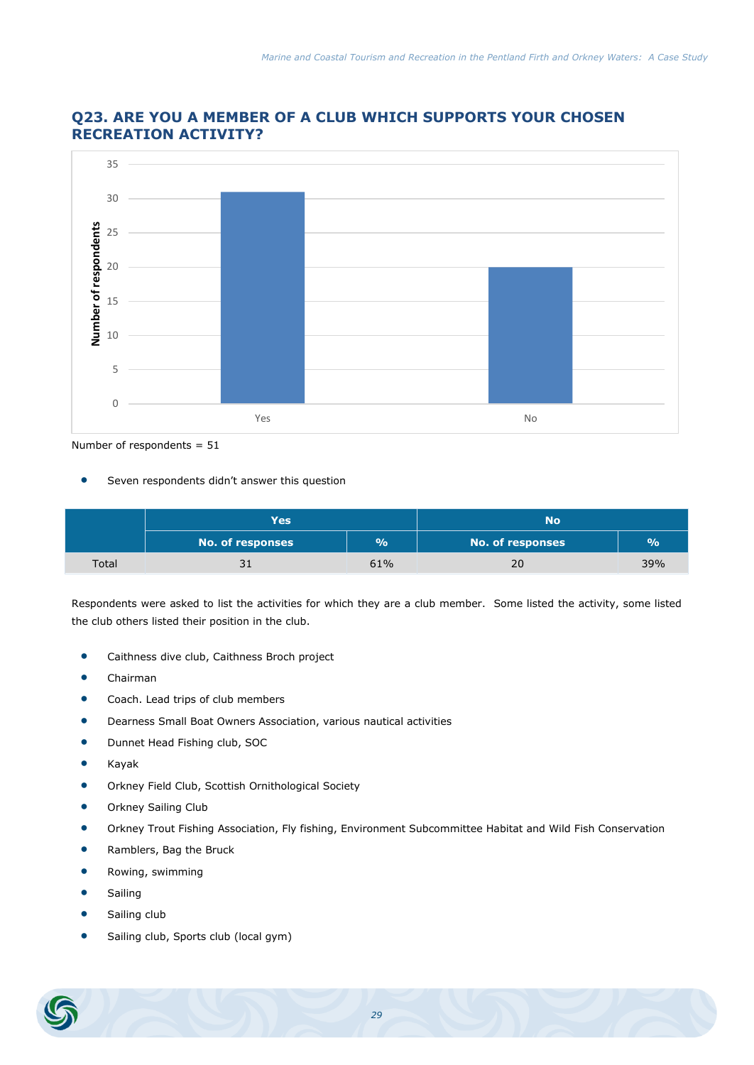## Q23. ARE YOU A MEMBER OF A CLUB WHICH SUPPORTS YOUR CHOSEN RECREATION ACTIVITY?

Number of respondents = 51

- Seven respondents didn't answer this question

| | Yes | | No | |
|---|---|---|---|---|
| | No. of responses | % | No. of responses | % |
| Total | 31 | 61% | 20 | 39% |

Respondents were asked to list the activities for which they are a club member. Some listed the activity, some listed the club others listed their position in the club.

- Caithness dive club, Caithness Broch project
- Chairman
- Coach. Lead trips of club members
- Dearness Small Boat Owners Association, various nautical activities
- Dunnet Head Fishing club, SOC
- Kayak
- Orkney Field Club, Scottish Ornithological Society
- Orkney Sailing Club
- Orkney Trout Fishing Association, Fly fishing, Environment Subcommittee Habitat and Wild Fish Conservation
- Ramblers, Bag the Bruck
- Rowing, swimming
- Sailing
- Sailing club
- Sailing club, Sports club (local gym)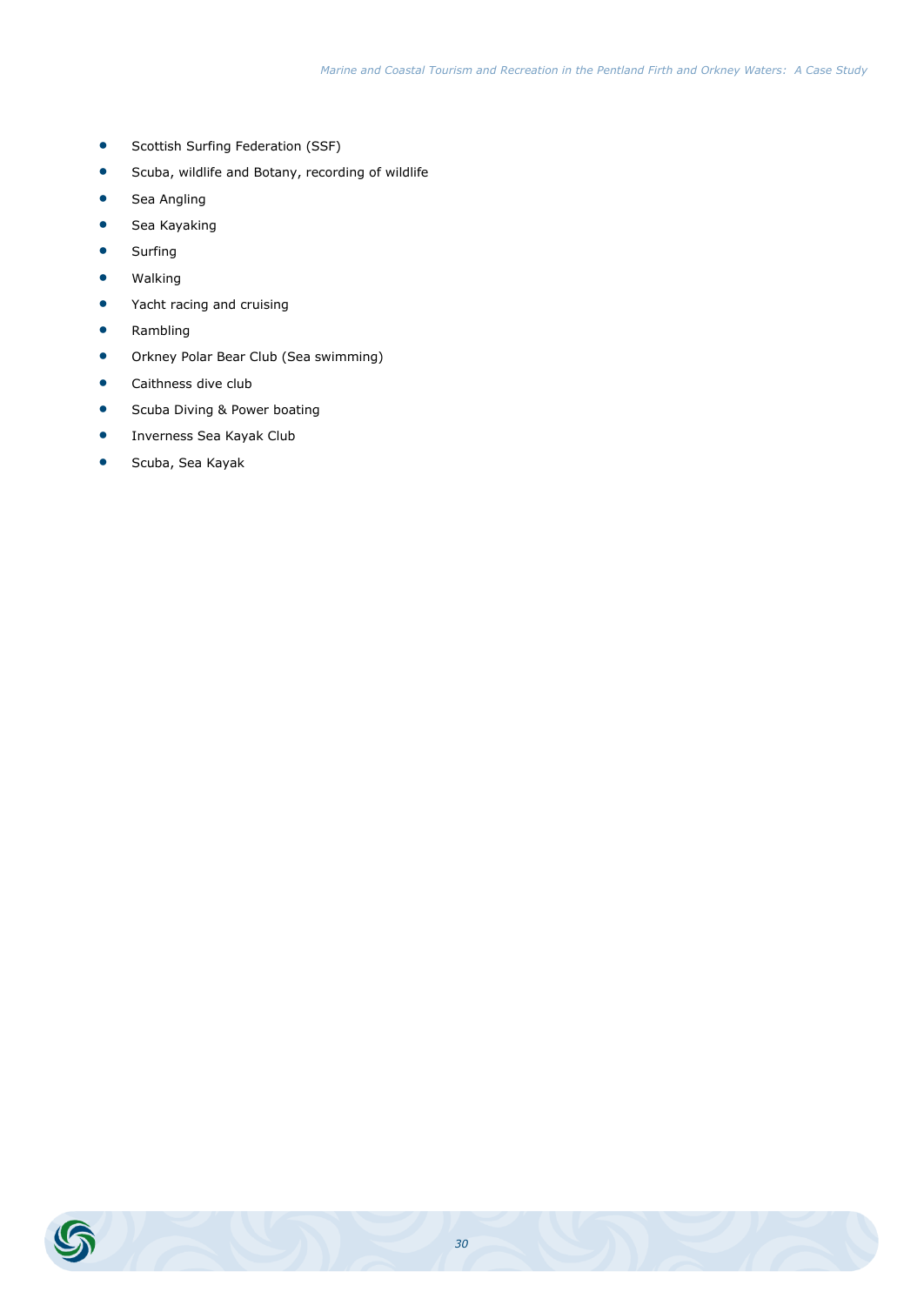- Scottish Surfing Federation (SSF)
- Scuba, wildlife and Botany, recording of wildlife
- Sea Angling
- Sea Kayaking
- Surfing
- Walking
- Yacht racing and cruising
- Rambling
- Orkney Polar Bear Club (Sea swimming)
- Caithness dive club
- Scuba Diving & Power boating
- Inverness Sea Kayak Club
- Scuba, Sea Kayak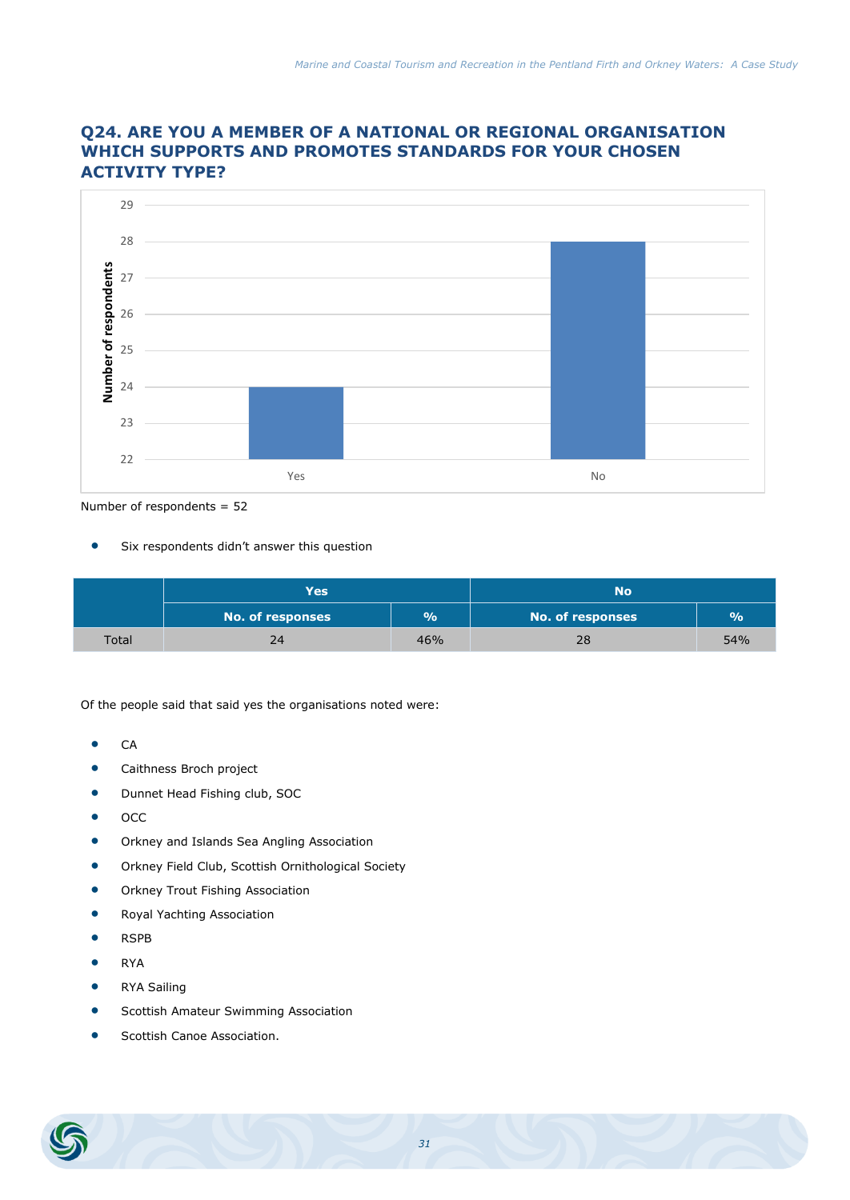## Q24. ARE YOU A MEMBER OF A NATIONAL OR REGIONAL ORGANISATION WHICH SUPPORTS AND PROMOTES STANDARDS FOR YOUR CHOSEN ACTIVITY TYPE?

Number of respondents = 52

- Six respondents didn't answer this question

| | Yes | | No | |
|---|---|---|---|---|
| | No. of responses | % | No. of responses | % |
| Total | 24 | 46% | 28 | 54% |

Of the people said that said yes the organisations noted were:

- CA
- Caithness Broch project
- Dunnet Head Fishing club, SOC
- OCC
- Orkney and Islands Sea Angling Association
- Orkney Field Club, Scottish Ornithological Society
- Orkney Trout Fishing Association
- Royal Yachting Association
- RSPB
- RYA
- RYA Sailing
- Scottish Amateur Swimming Association
- Scottish Canoe Association.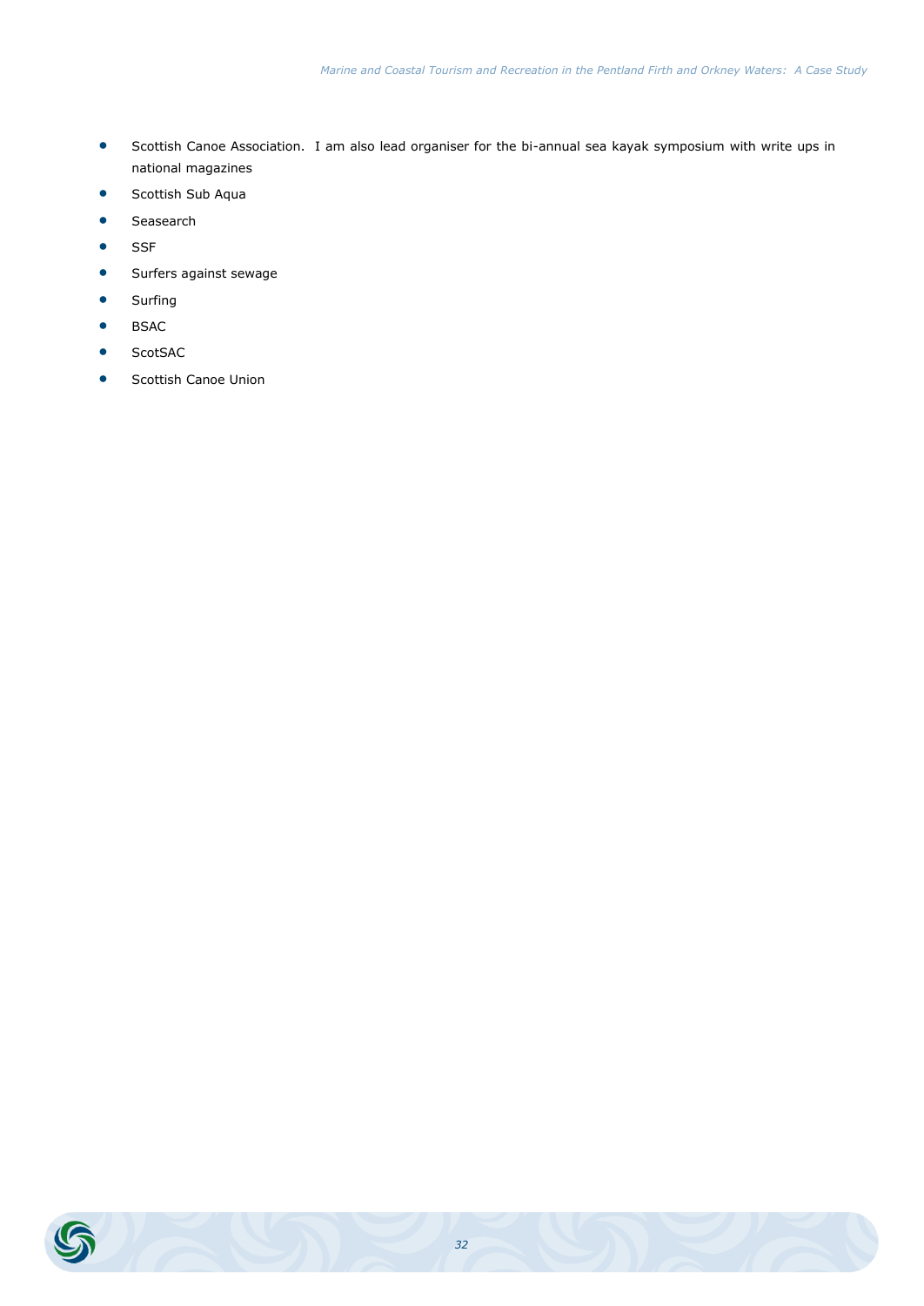- Scottish Canoe Association.  I am also lead organiser for the bi-annual sea kayak symposium with write ups in national magazines
- Scottish Sub Aqua
- Seasearch
- SSF
- Surfers against sewage
- Surfing
- BSAC
- ScotSAC
- Scottish Canoe Union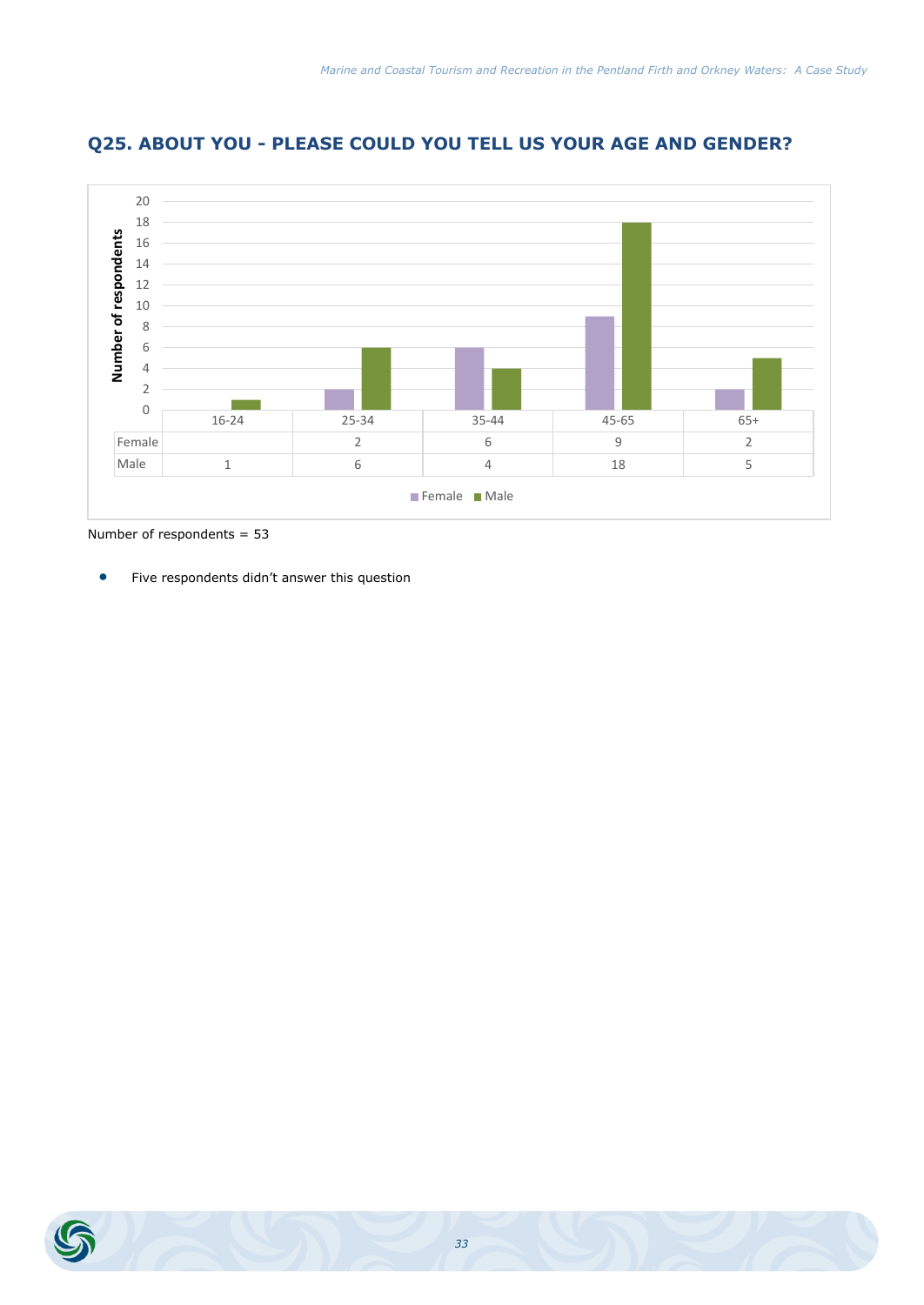## Q25. ABOUT YOU - PLEASE COULD YOU TELL US YOUR AGE AND GENDER?

| | 16-24 | 25-34 | 35-44 | 45-65 | 65+ |
|---|---|---|---|---|---|
| Female | | 2 | 6 | 9 | 2 |
| Male | 1 | 6 | 4 | 18 | 5 |

Number of respondents = 53

- Five respondents didn't answer this question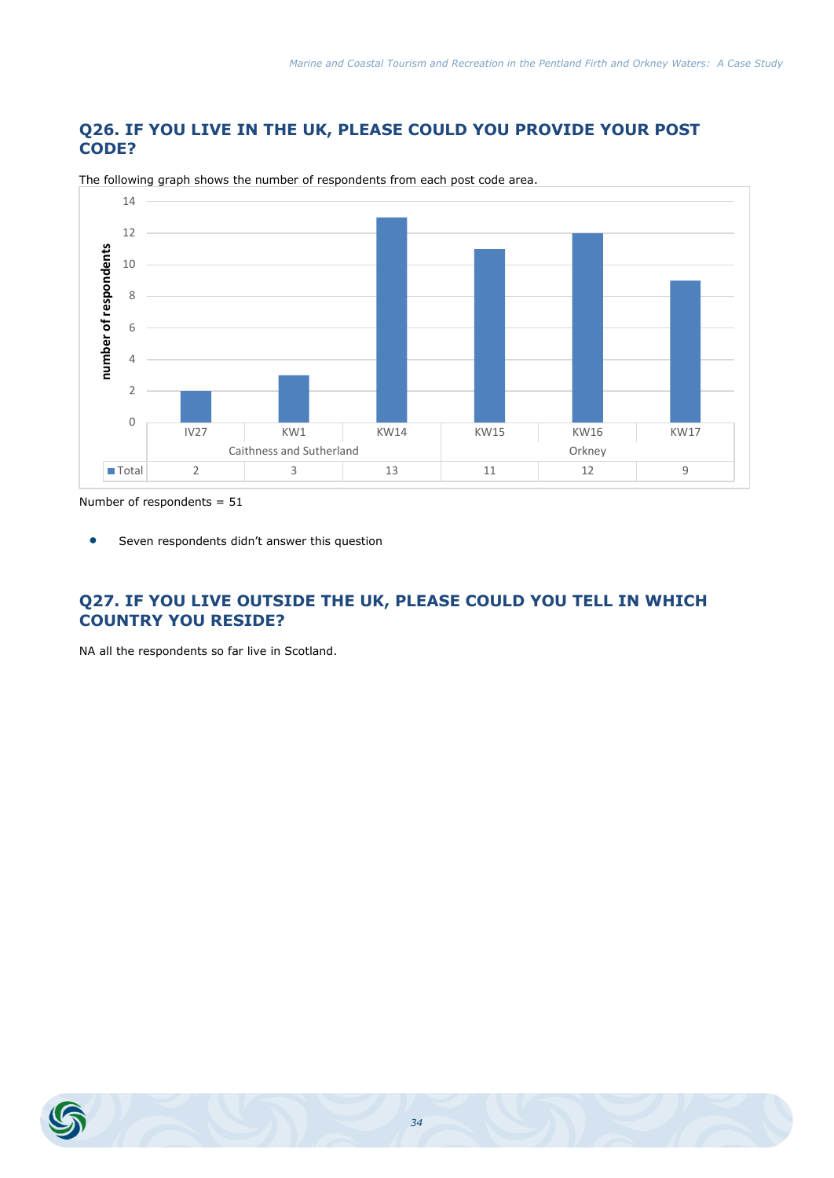## Q26. IF YOU LIVE IN THE UK, PLEASE COULD YOU PROVIDE YOUR POST CODE?

The following graph shows the number of respondents from each post code area.

| | Caithness and Sutherland | | | Orkney | | |
|---|---|---|---|---|---|---|
| | IV27 | KW1 | KW14 | KW15 | KW16 | KW17 |
| Total | 2 | 3 | 13 | 11 | 12 | 9 |

Number of respondents = 51

- Seven respondents didn't answer this question

## Q27. IF YOU LIVE OUTSIDE THE UK, PLEASE COULD YOU TELL IN WHICH COUNTRY YOU RESIDE?

NA all the respondents so far live in Scotland.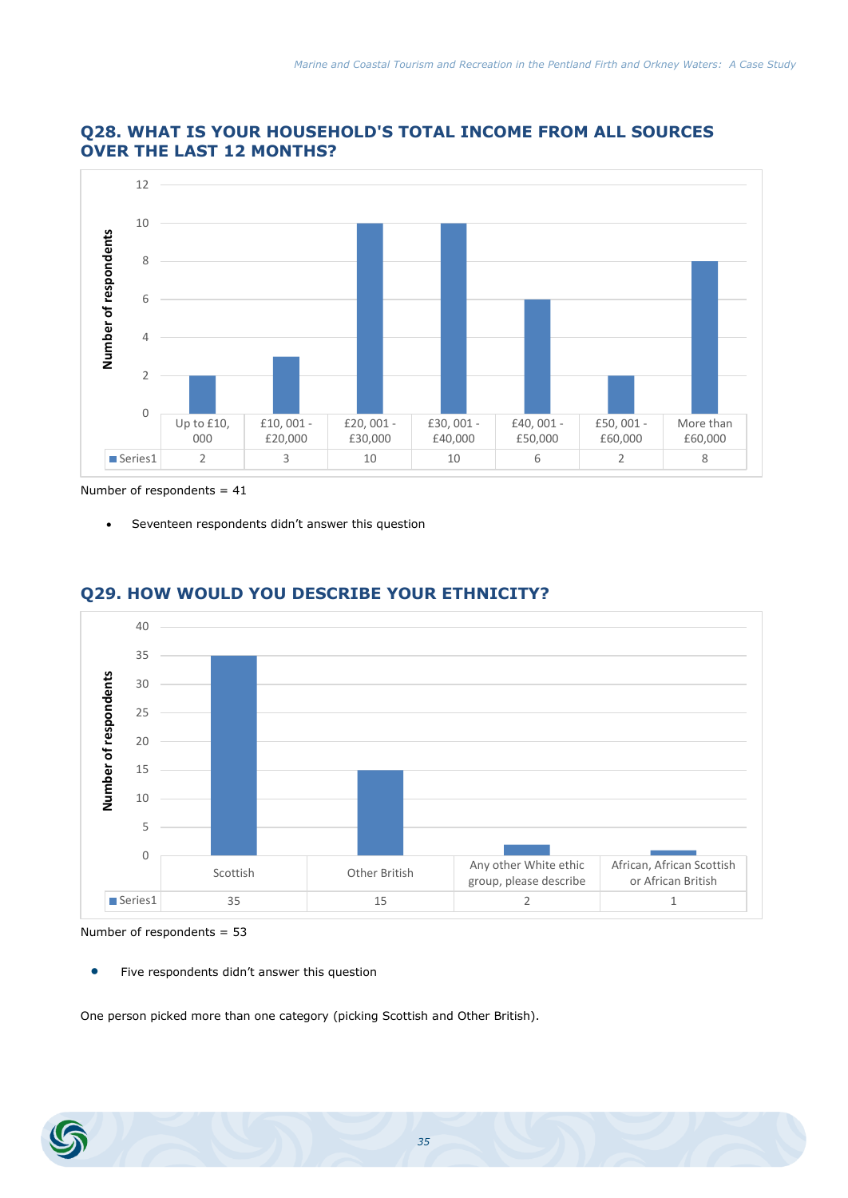## Q28. WHAT IS YOUR HOUSEHOLD'S TOTAL INCOME FROM ALL SOURCES OVER THE LAST 12 MONTHS?

Number of respondents

0
2
4
6
8
10
12

Up to £10, 000
£10, 001 - £20,000
£20, 001 - £30,000
£30, 001 - £40,000
£40, 001 - £50,000
£50, 001 - £60,000
More than £60,000

Series1: 2, 3, 10, 10, 6, 2, 8

Number of respondents = 41

- Seventeen respondents didn't answer this question

## Q29. HOW WOULD YOU DESCRIBE YOUR ETHNICITY?

Number of respondents

0
5
10
15
20
25
30
35
40

Scottish
Other British
Any other White ethic group, please describe
African, African Scottish or African British

Series1: 35, 15, 2, 1

Number of respondents = 53

- Five respondents didn't answer this question

One person picked more than one category (picking Scottish and Other British).